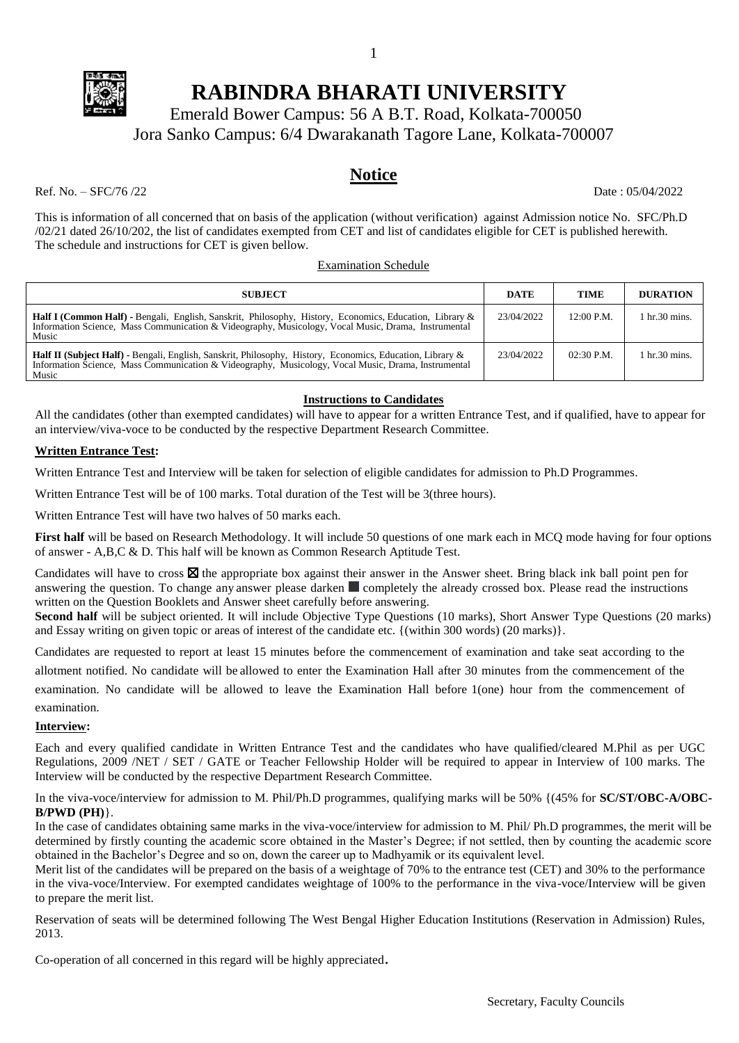# RABINDRA BHARATI UNIVERSITY

Emerald Bower Campus: 56 A B.T. Road, Kolkata-700050

Jora Sanko Campus: 6/4 Dwarakanath Tagore Lane, Kolkata-700007

## Notice

Ref. No. – SFC/76 /22 Date : 05/04/2022

This is information of all concerned that on basis of the application (without verification) against Admission notice No. SFC/Ph.D /02/21 dated 26/10/202, the list of candidates exempted from CET and list of candidates eligible for CET is published herewith. The schedule and instructions for CET is given bellow.

Examination Schedule

| SUBJECT | DATE | TIME | DURATION |
|---|---|---|---|
| **Half I (Common Half) -** Bengali, English, Sanskrit, Philosophy, History, Economics, Education, Library & Information Science, Mass Communication & Videography, Musicology, Vocal Music, Drama, Instrumental Music | 23/04/2022 | 12:00 P.M. | 1 hr.30 mins. |
| **Half II (Subject Half) -** Bengali, English, Sanskrit, Philosophy, History, Economics, Education, Library & Information Science, Mass Communication & Videography, Musicology, Vocal Music, Drama, Instrumental Music | 23/04/2022 | 02:30 P.M. | 1 hr.30 mins. |

**Instructions to Candidates**

All the candidates (other than exempted candidates) will have to appear for a written Entrance Test, and if qualified, have to appear for an interview/viva-voce to be conducted by the respective Department Research Committee.

**Written Entrance Test:**

Written Entrance Test and Interview will be taken for selection of eligible candidates for admission to Ph.D Programmes.

Written Entrance Test will be of 100 marks. Total duration of the Test will be 3(three hours).

Written Entrance Test will have two halves of 50 marks each.

**First half** will be based on Research Methodology. It will include 50 questions of one mark each in MCQ mode having for four options of answer - A,B,C & D. This half will be known as Common Research Aptitude Test.

Candidates will have to cross ☒ the appropriate box against their answer in the Answer sheet. Bring black ink ball point pen for answering the question. To change any answer please darken ■ completely the already crossed box. Please read the instructions written on the Question Booklets and Answer sheet carefully before answering.

**Second half** will be subject oriented. It will include Objective Type Questions (10 marks), Short Answer Type Questions (20 marks) and Essay writing on given topic or areas of interest of the candidate etc. {(within 300 words) (20 marks)}.

Candidates are requested to report at least 15 minutes before the commencement of examination and take seat according to the allotment notified. No candidate will be allowed to enter the Examination Hall after 30 minutes from the commencement of the examination. No candidate will be allowed to leave the Examination Hall before 1(one) hour from the commencement of examination.

**Interview:**

Each and every qualified candidate in Written Entrance Test and the candidates who have qualified/cleared M.Phil as per UGC Regulations, 2009 /NET / SET / GATE or Teacher Fellowship Holder will be required to appear in Interview of 100 marks. The Interview will be conducted by the respective Department Research Committee.

In the viva-voce/interview for admission to M. Phil/Ph.D programmes, qualifying marks will be 50% {(45% for **SC/ST/OBC-A/OBC-B/PWD (PH)**}.

In the case of candidates obtaining same marks in the viva-voce/interview for admission to M. Phil/ Ph.D programmes, the merit will be determined by firstly counting the academic score obtained in the Master's Degree; if not settled, then by counting the academic score obtained in the Bachelor's Degree and so on, down the career up to Madhyamik or its equivalent level.

Merit list of the candidates will be prepared on the basis of a weightage of 70% to the entrance test (CET) and 30% to the performance in the viva-voce/Interview. For exempted candidates weightage of 100% to the performance in the viva-voce/Interview will be given to prepare the merit list.

Reservation of seats will be determined following The West Bengal Higher Education Institutions (Reservation in Admission) Rules, 2013.

Co-operation of all concerned in this regard will be highly appreciated.

Secretary, Faculty Councils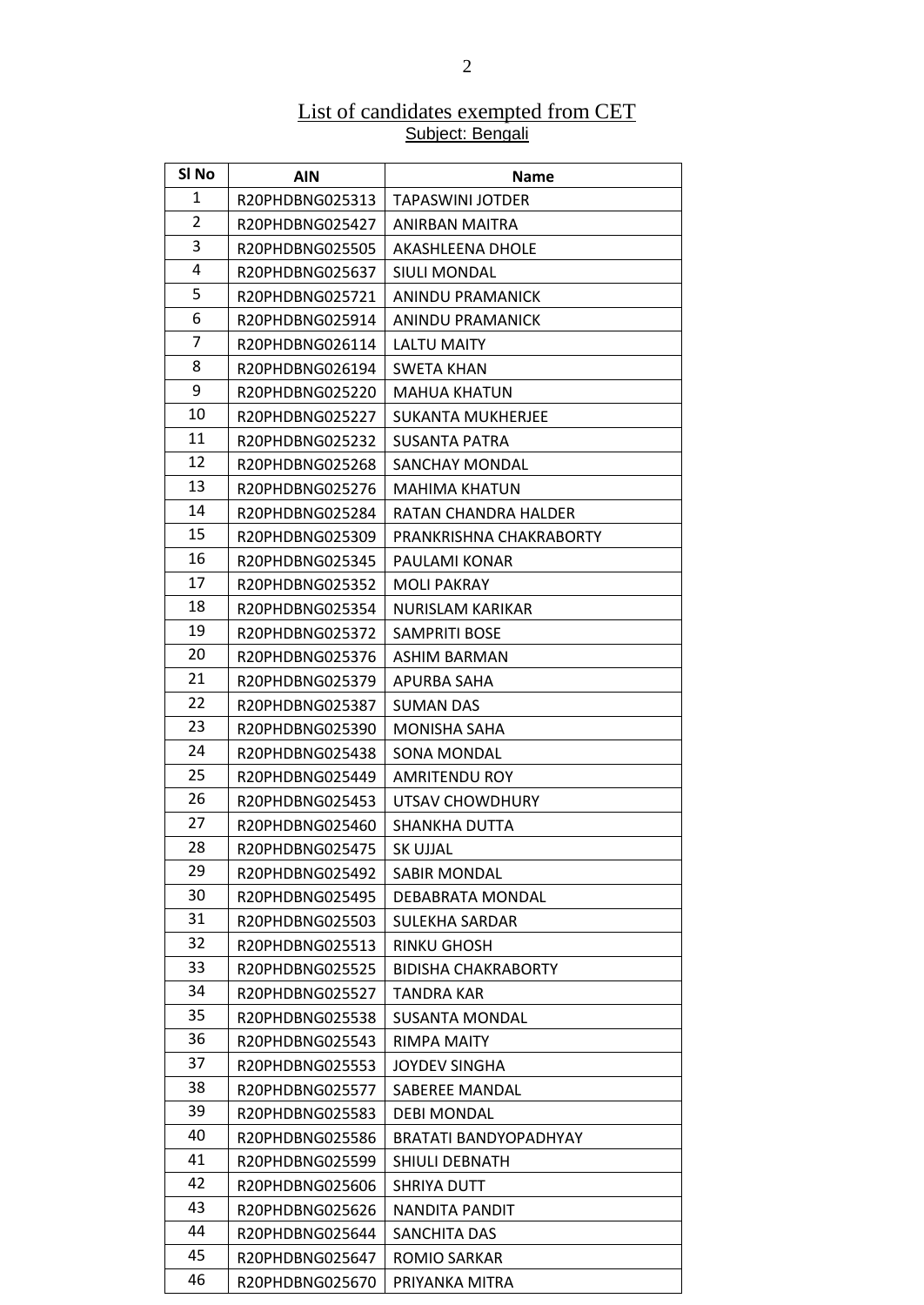## List of candidates exempted from CET

### Subject: Bengali

| Sl No | AIN | Name |
|---|---|---|
| 1 | R20PHDBNG025313 | TAPASWINI JOTDER |
| 2 | R20PHDBNG025427 | ANIRBAN MAITRA |
| 3 | R20PHDBNG025505 | AKASHLEENA DHOLE |
| 4 | R20PHDBNG025637 | SIULI MONDAL |
| 5 | R20PHDBNG025721 | ANINDU PRAMANICK |
| 6 | R20PHDBNG025914 | ANINDU PRAMANICK |
| 7 | R20PHDBNG026114 | LALTU MAITY |
| 8 | R20PHDBNG026194 | SWETA KHAN |
| 9 | R20PHDBNG025220 | MAHUA KHATUN |
| 10 | R20PHDBNG025227 | SUKANTA MUKHERJEE |
| 11 | R20PHDBNG025232 | SUSANTA PATRA |
| 12 | R20PHDBNG025268 | SANCHAY MONDAL |
| 13 | R20PHDBNG025276 | MAHIMA KHATUN |
| 14 | R20PHDBNG025284 | RATAN CHANDRA HALDER |
| 15 | R20PHDBNG025309 | PRANKRISHNA CHAKRABORTY |
| 16 | R20PHDBNG025345 | PAULAMI KONAR |
| 17 | R20PHDBNG025352 | MOLI PAKRAY |
| 18 | R20PHDBNG025354 | NURISLAM KARIKAR |
| 19 | R20PHDBNG025372 | SAMPRITI BOSE |
| 20 | R20PHDBNG025376 | ASHIM BARMAN |
| 21 | R20PHDBNG025379 | APURBA SAHA |
| 22 | R20PHDBNG025387 | SUMAN DAS |
| 23 | R20PHDBNG025390 | MONISHA SAHA |
| 24 | R20PHDBNG025438 | SONA MONDAL |
| 25 | R20PHDBNG025449 | AMRITENDU ROY |
| 26 | R20PHDBNG025453 | UTSAV CHOWDHURY |
| 27 | R20PHDBNG025460 | SHANKHA DUTTA |
| 28 | R20PHDBNG025475 | SK UJJAL |
| 29 | R20PHDBNG025492 | SABIR MONDAL |
| 30 | R20PHDBNG025495 | DEBABRATA MONDAL |
| 31 | R20PHDBNG025503 | SULEKHA SARDAR |
| 32 | R20PHDBNG025513 | RINKU GHOSH |
| 33 | R20PHDBNG025525 | BIDISHA CHAKRABORTY |
| 34 | R20PHDBNG025527 | TANDRA KAR |
| 35 | R20PHDBNG025538 | SUSANTA MONDAL |
| 36 | R20PHDBNG025543 | RIMPA MAITY |
| 37 | R20PHDBNG025553 | JOYDEV SINGHA |
| 38 | R20PHDBNG025577 | SABEREE MANDAL |
| 39 | R20PHDBNG025583 | DEBI MONDAL |
| 40 | R20PHDBNG025586 | BRATATI BANDYOPADHYAY |
| 41 | R20PHDBNG025599 | SHIULI DEBNATH |
| 42 | R20PHDBNG025606 | SHRIYA DUTT |
| 43 | R20PHDBNG025626 | NANDITA PANDIT |
| 44 | R20PHDBNG025644 | SANCHITA DAS |
| 45 | R20PHDBNG025647 | ROMIO SARKAR |
| 46 | R20PHDBNG025670 | PRIYANKA MITRA |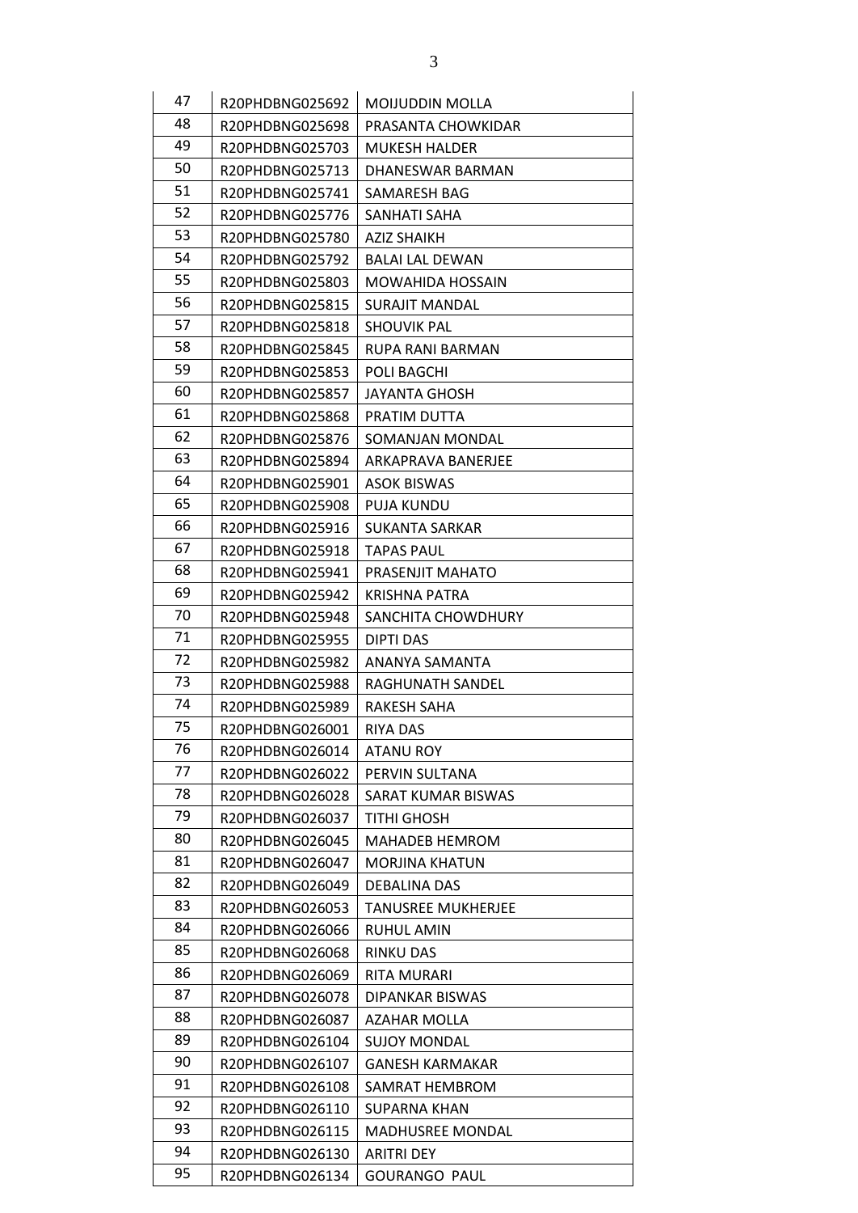| 47 | R20PHDBNG025692 | MOIJUDDIN MOLLA |
|---|---|---|
| 48 | R20PHDBNG025698 | PRASANTA CHOWKIDAR |
| 49 | R20PHDBNG025703 | MUKESH HALDER |
| 50 | R20PHDBNG025713 | DHANESWAR BARMAN |
| 51 | R20PHDBNG025741 | SAMARESH BAG |
| 52 | R20PHDBNG025776 | SANHATI SAHA |
| 53 | R20PHDBNG025780 | AZIZ SHAIKH |
| 54 | R20PHDBNG025792 | BALAI LAL DEWAN |
| 55 | R20PHDBNG025803 | MOWAHIDA HOSSAIN |
| 56 | R20PHDBNG025815 | SURAJIT MANDAL |
| 57 | R20PHDBNG025818 | SHOUVIK PAL |
| 58 | R20PHDBNG025845 | RUPA RANI BARMAN |
| 59 | R20PHDBNG025853 | POLI BAGCHI |
| 60 | R20PHDBNG025857 | JAYANTA GHOSH |
| 61 | R20PHDBNG025868 | PRATIM DUTTA |
| 62 | R20PHDBNG025876 | SOMANJAN MONDAL |
| 63 | R20PHDBNG025894 | ARKAPRAVA BANERJEE |
| 64 | R20PHDBNG025901 | ASOK BISWAS |
| 65 | R20PHDBNG025908 | PUJA KUNDU |
| 66 | R20PHDBNG025916 | SUKANTA SARKAR |
| 67 | R20PHDBNG025918 | TAPAS PAUL |
| 68 | R20PHDBNG025941 | PRASENJIT MAHATO |
| 69 | R20PHDBNG025942 | KRISHNA PATRA |
| 70 | R20PHDBNG025948 | SANCHITA CHOWDHURY |
| 71 | R20PHDBNG025955 | DIPTI DAS |
| 72 | R20PHDBNG025982 | ANANYA SAMANTA |
| 73 | R20PHDBNG025988 | RAGHUNATH SANDEL |
| 74 | R20PHDBNG025989 | RAKESH SAHA |
| 75 | R20PHDBNG026001 | RIYA DAS |
| 76 | R20PHDBNG026014 | ATANU ROY |
| 77 | R20PHDBNG026022 | PERVIN SULTANA |
| 78 | R20PHDBNG026028 | SARAT KUMAR BISWAS |
| 79 | R20PHDBNG026037 | TITHI GHOSH |
| 80 | R20PHDBNG026045 | MAHADEB HEMROM |
| 81 | R20PHDBNG026047 | MORJINA KHATUN |
| 82 | R20PHDBNG026049 | DEBALINA DAS |
| 83 | R20PHDBNG026053 | TANUSREE MUKHERJEE |
| 84 | R20PHDBNG026066 | RUHUL AMIN |
| 85 | R20PHDBNG026068 | RINKU DAS |
| 86 | R20PHDBNG026069 | RITA MURARI |
| 87 | R20PHDBNG026078 | DIPANKAR BISWAS |
| 88 | R20PHDBNG026087 | AZAHAR MOLLA |
| 89 | R20PHDBNG026104 | SUJOY MONDAL |
| 90 | R20PHDBNG026107 | GANESH KARMAKAR |
| 91 | R20PHDBNG026108 | SAMRAT HEMBROM |
| 92 | R20PHDBNG026110 | SUPARNA KHAN |
| 93 | R20PHDBNG026115 | MADHUSREE MONDAL |
| 94 | R20PHDBNG026130 | ARITRI DEY |
| 95 | R20PHDBNG026134 | GOURANGO PAUL |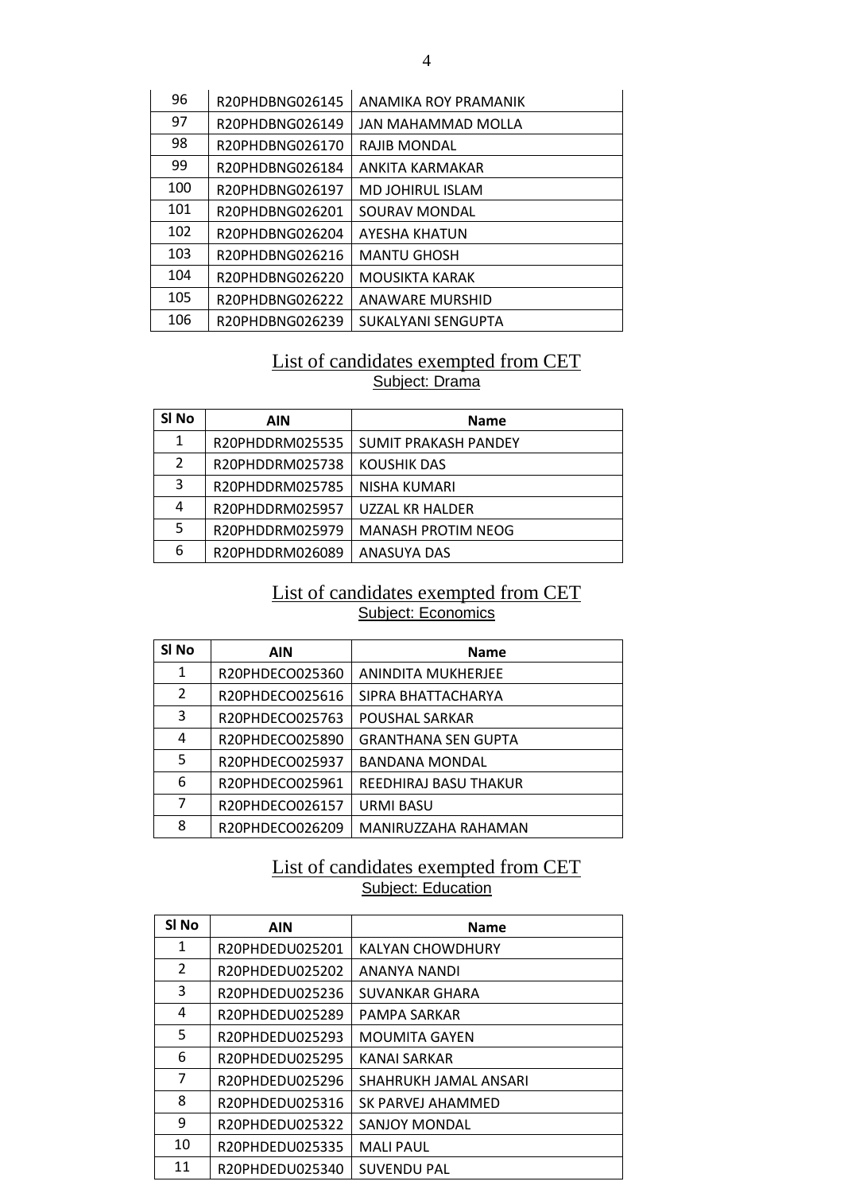| | | |
|---|---|---|
| 96 | R20PHDBNG026145 | ANAMIKA ROY PRAMANIK |
| 97 | R20PHDBNG026149 | JAN MAHAMMAD MOLLA |
| 98 | R20PHDBNG026170 | RAJIB MONDAL |
| 99 | R20PHDBNG026184 | ANKITA KARMAKAR |
| 100 | R20PHDBNG026197 | MD JOHIRUL ISLAM |
| 101 | R20PHDBNG026201 | SOURAV MONDAL |
| 102 | R20PHDBNG026204 | AYESHA KHATUN |
| 103 | R20PHDBNG026216 | MANTU GHOSH |
| 104 | R20PHDBNG026220 | MOUSIKTA KARAK |
| 105 | R20PHDBNG026222 | ANAWARE MURSHID |
| 106 | R20PHDBNG026239 | SUKALYANI SENGUPTA |

## List of candidates exempted from CET

Subject: Drama

| Sl No | AIN | Name |
|---|---|---|
| 1 | R20PHDDRM025535 | SUMIT PRAKASH PANDEY |
| 2 | R20PHDDRM025738 | KOUSHIK DAS |
| 3 | R20PHDDRM025785 | NISHA KUMARI |
| 4 | R20PHDDRM025957 | UZZAL KR HALDER |
| 5 | R20PHDDRM025979 | MANASH PROTIM NEOG |
| 6 | R20PHDDRM026089 | ANASUYA DAS |

## List of candidates exempted from CET

Subject: Economics

| Sl No | AIN | Name |
|---|---|---|
| 1 | R20PHDECO025360 | ANINDITA MUKHERJEE |
| 2 | R20PHDECO025616 | SIPRA BHATTACHARYA |
| 3 | R20PHDECO025763 | POUSHAL SARKAR |
| 4 | R20PHDECO025890 | GRANTHANA SEN GUPTA |
| 5 | R20PHDECO025937 | BANDANA MONDAL |
| 6 | R20PHDECO025961 | REEDHIRAJ BASU THAKUR |
| 7 | R20PHDECO026157 | URMI BASU |
| 8 | R20PHDECO026209 | MANIRUZZAHA RAHAMAN |

## List of candidates exempted from CET

Subject: Education

| Sl No | AIN | Name |
|---|---|---|
| 1 | R20PHDEDU025201 | KALYAN CHOWDHURY |
| 2 | R20PHDEDU025202 | ANANYA NANDI |
| 3 | R20PHDEDU025236 | SUVANKAR GHARA |
| 4 | R20PHDEDU025289 | PAMPA SARKAR |
| 5 | R20PHDEDU025293 | MOUMITA GAYEN |
| 6 | R20PHDEDU025295 | KANAI SARKAR |
| 7 | R20PHDEDU025296 | SHAHRUKH JAMAL ANSARI |
| 8 | R20PHDEDU025316 | SK PARVEJ AHAMMED |
| 9 | R20PHDEDU025322 | SANJOY MONDAL |
| 10 | R20PHDEDU025335 | MALI PAUL |
| 11 | R20PHDEDU025340 | SUVENDU PAL |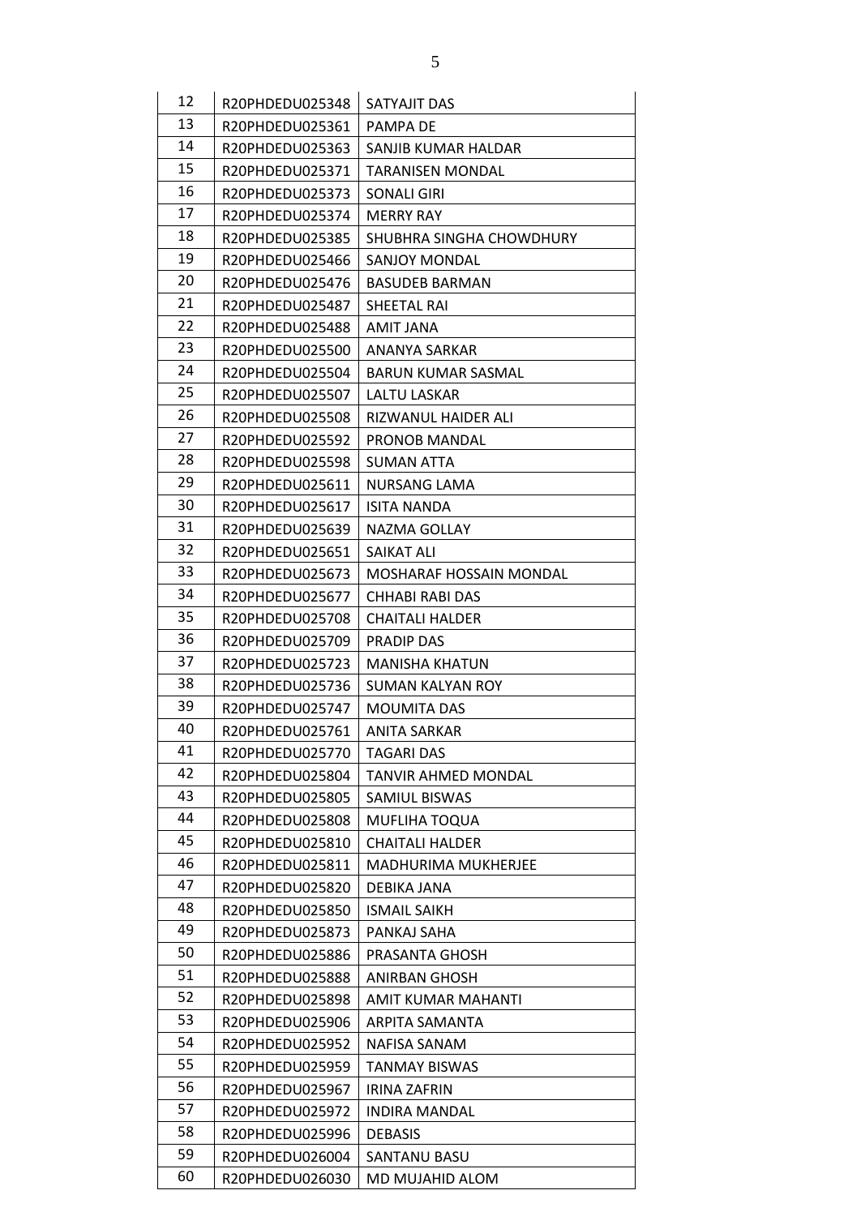| 12 | R20PHDEDU025348 | SATYAJIT DAS |
|---|---|---|
| 13 | R20PHDEDU025361 | PAMPA DE |
| 14 | R20PHDEDU025363 | SANJIB KUMAR HALDAR |
| 15 | R20PHDEDU025371 | TARANISEN MONDAL |
| 16 | R20PHDEDU025373 | SONALI GIRI |
| 17 | R20PHDEDU025374 | MERRY RAY |
| 18 | R20PHDEDU025385 | SHUBHRA SINGHA CHOWDHURY |
| 19 | R20PHDEDU025466 | SANJOY MONDAL |
| 20 | R20PHDEDU025476 | BASUDEB BARMAN |
| 21 | R20PHDEDU025487 | SHEETAL RAI |
| 22 | R20PHDEDU025488 | AMIT JANA |
| 23 | R20PHDEDU025500 | ANANYA SARKAR |
| 24 | R20PHDEDU025504 | BARUN KUMAR SASMAL |
| 25 | R20PHDEDU025507 | LALTU LASKAR |
| 26 | R20PHDEDU025508 | RIZWANUL HAIDER ALI |
| 27 | R20PHDEDU025592 | PRONOB MANDAL |
| 28 | R20PHDEDU025598 | SUMAN ATTA |
| 29 | R20PHDEDU025611 | NURSANG LAMA |
| 30 | R20PHDEDU025617 | ISITA NANDA |
| 31 | R20PHDEDU025639 | NAZMA GOLLAY |
| 32 | R20PHDEDU025651 | SAIKAT ALI |
| 33 | R20PHDEDU025673 | MOSHARAF HOSSAIN MONDAL |
| 34 | R20PHDEDU025677 | CHHABI RABI DAS |
| 35 | R20PHDEDU025708 | CHAITALI HALDER |
| 36 | R20PHDEDU025709 | PRADIP DAS |
| 37 | R20PHDEDU025723 | MANISHA KHATUN |
| 38 | R20PHDEDU025736 | SUMAN KALYAN ROY |
| 39 | R20PHDEDU025747 | MOUMITA DAS |
| 40 | R20PHDEDU025761 | ANITA SARKAR |
| 41 | R20PHDEDU025770 | TAGARI DAS |
| 42 | R20PHDEDU025804 | TANVIR AHMED MONDAL |
| 43 | R20PHDEDU025805 | SAMIUL BISWAS |
| 44 | R20PHDEDU025808 | MUFLIHA TOQUA |
| 45 | R20PHDEDU025810 | CHAITALI HALDER |
| 46 | R20PHDEDU025811 | MADHURIMA MUKHERJEE |
| 47 | R20PHDEDU025820 | DEBIKA JANA |
| 48 | R20PHDEDU025850 | ISMAIL SAIKH |
| 49 | R20PHDEDU025873 | PANKAJ SAHA |
| 50 | R20PHDEDU025886 | PRASANTA GHOSH |
| 51 | R20PHDEDU025888 | ANIRBAN GHOSH |
| 52 | R20PHDEDU025898 | AMIT KUMAR MAHANTI |
| 53 | R20PHDEDU025906 | ARPITA SAMANTA |
| 54 | R20PHDEDU025952 | NAFISA SANAM |
| 55 | R20PHDEDU025959 | TANMAY BISWAS |
| 56 | R20PHDEDU025967 | IRINA ZAFRIN |
| 57 | R20PHDEDU025972 | INDIRA MANDAL |
| 58 | R20PHDEDU025996 | DEBASIS |
| 59 | R20PHDEDU026004 | SANTANU BASU |
| 60 | R20PHDEDU026030 | MD MUJAHID ALOM |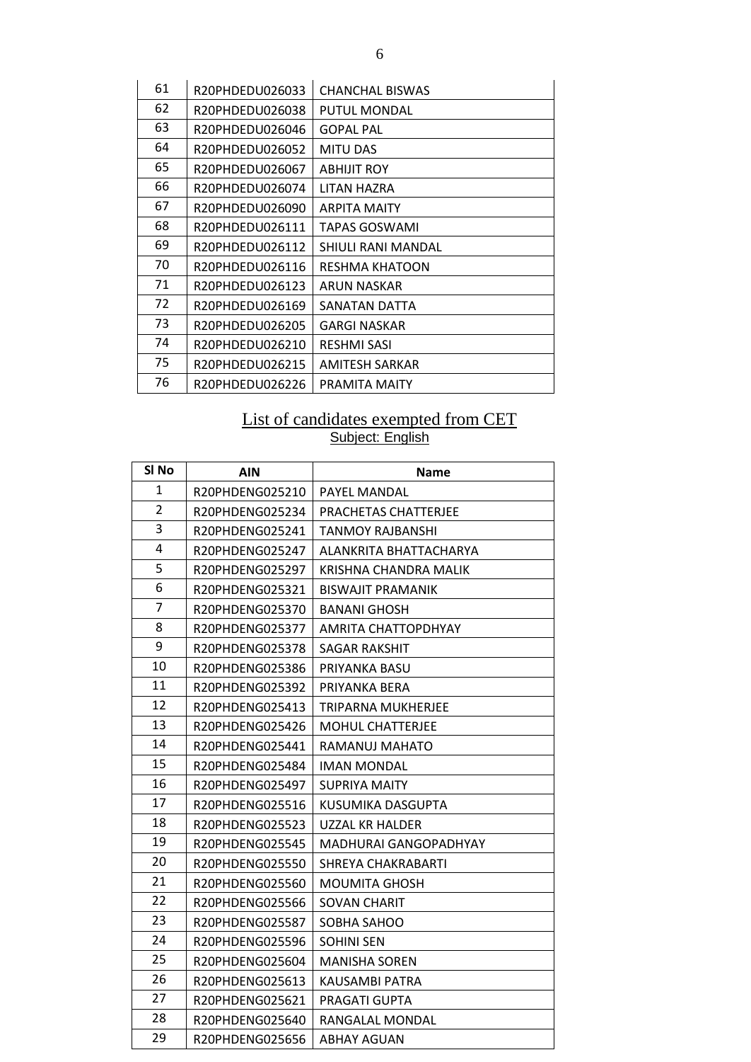| | | |
|---|---|---|
| 61 | R20PHDEDU026033 | CHANCHAL BISWAS |
| 62 | R20PHDEDU026038 | PUTUL MONDAL |
| 63 | R20PHDEDU026046 | GOPAL PAL |
| 64 | R20PHDEDU026052 | MITU DAS |
| 65 | R20PHDEDU026067 | ABHIJIT ROY |
| 66 | R20PHDEDU026074 | LITAN HAZRA |
| 67 | R20PHDEDU026090 | ARPITA MAITY |
| 68 | R20PHDEDU026111 | TAPAS GOSWAMI |
| 69 | R20PHDEDU026112 | SHIULI RANI MANDAL |
| 70 | R20PHDEDU026116 | RESHMA KHATOON |
| 71 | R20PHDEDU026123 | ARUN NASKAR |
| 72 | R20PHDEDU026169 | SANATAN DATTA |
| 73 | R20PHDEDU026205 | GARGI NASKAR |
| 74 | R20PHDEDU026210 | RESHMI SASI |
| 75 | R20PHDEDU026215 | AMITESH SARKAR |
| 76 | R20PHDEDU026226 | PRAMITA MAITY |

## List of candidates exempted from CET

Subject: English

| Sl No | AIN | Name |
|---|---|---|
| 1 | R20PHDENG025210 | PAYEL MANDAL |
| 2 | R20PHDENG025234 | PRACHETAS CHATTERJEE |
| 3 | R20PHDENG025241 | TANMOY RAJBANSHI |
| 4 | R20PHDENG025247 | ALANKRITA BHATTACHARYA |
| 5 | R20PHDENG025297 | KRISHNA CHANDRA MALIK |
| 6 | R20PHDENG025321 | BISWAJIT PRAMANIK |
| 7 | R20PHDENG025370 | BANANI GHOSH |
| 8 | R20PHDENG025377 | AMRITA CHATTOPDHYAY |
| 9 | R20PHDENG025378 | SAGAR RAKSHIT |
| 10 | R20PHDENG025386 | PRIYANKA BASU |
| 11 | R20PHDENG025392 | PRIYANKA BERA |
| 12 | R20PHDENG025413 | TRIPARNA MUKHERJEE |
| 13 | R20PHDENG025426 | MOHUL CHATTERJEE |
| 14 | R20PHDENG025441 | RAMANUJ MAHATO |
| 15 | R20PHDENG025484 | IMAN MONDAL |
| 16 | R20PHDENG025497 | SUPRIYA MAITY |
| 17 | R20PHDENG025516 | KUSUMIKA DASGUPTA |
| 18 | R20PHDENG025523 | UZZAL KR HALDER |
| 19 | R20PHDENG025545 | MADHURAI GANGOPADHYAY |
| 20 | R20PHDENG025550 | SHREYA CHAKRABARTI |
| 21 | R20PHDENG025560 | MOUMITA GHOSH |
| 22 | R20PHDENG025566 | SOVAN CHARIT |
| 23 | R20PHDENG025587 | SOBHA SAHOO |
| 24 | R20PHDENG025596 | SOHINI SEN |
| 25 | R20PHDENG025604 | MANISHA SOREN |
| 26 | R20PHDENG025613 | KAUSAMBI PATRA |
| 27 | R20PHDENG025621 | PRAGATI GUPTA |
| 28 | R20PHDENG025640 | RANGALAL MONDAL |
| 29 | R20PHDENG025656 | ABHAY AGUAN |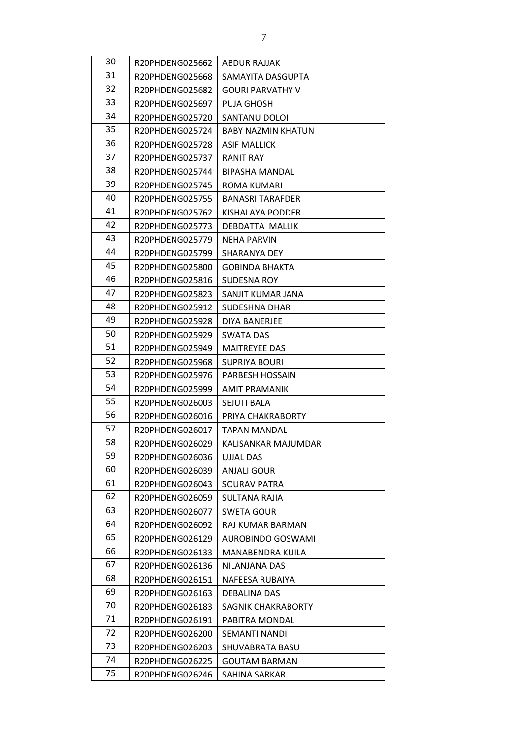| | | |
|---|---|---|
| 30 | R20PHDENG025662 | ABDUR RAJJAK |
| 31 | R20PHDENG025668 | SAMAYITA DASGUPTA |
| 32 | R20PHDENG025682 | GOURI PARVATHY V |
| 33 | R20PHDENG025697 | PUJA GHOSH |
| 34 | R20PHDENG025720 | SANTANU DOLOI |
| 35 | R20PHDENG025724 | BABY NAZMIN KHATUN |
| 36 | R20PHDENG025728 | ASIF MALLICK |
| 37 | R20PHDENG025737 | RANIT RAY |
| 38 | R20PHDENG025744 | BIPASHA MANDAL |
| 39 | R20PHDENG025745 | ROMA KUMARI |
| 40 | R20PHDENG025755 | BANASRI TARAFDER |
| 41 | R20PHDENG025762 | KISHALAYA PODDER |
| 42 | R20PHDENG025773 | DEBDATTA MALLIK |
| 43 | R20PHDENG025779 | NEHA PARVIN |
| 44 | R20PHDENG025799 | SHARANYA DEY |
| 45 | R20PHDENG025800 | GOBINDA BHAKTA |
| 46 | R20PHDENG025816 | SUDESNA ROY |
| 47 | R20PHDENG025823 | SANJIT KUMAR JANA |
| 48 | R20PHDENG025912 | SUDESHNA DHAR |
| 49 | R20PHDENG025928 | DIYA BANERJEE |
| 50 | R20PHDENG025929 | SWATA DAS |
| 51 | R20PHDENG025949 | MAITREYEE DAS |
| 52 | R20PHDENG025968 | SUPRIYA BOURI |
| 53 | R20PHDENG025976 | PARBESH HOSSAIN |
| 54 | R20PHDENG025999 | AMIT PRAMANIK |
| 55 | R20PHDENG026003 | SEJUTI BALA |
| 56 | R20PHDENG026016 | PRIYA CHAKRABORTY |
| 57 | R20PHDENG026017 | TAPAN MANDAL |
| 58 | R20PHDENG026029 | KALISANKAR MAJUMDAR |
| 59 | R20PHDENG026036 | UJJAL DAS |
| 60 | R20PHDENG026039 | ANJALI GOUR |
| 61 | R20PHDENG026043 | SOURAV PATRA |
| 62 | R20PHDENG026059 | SULTANA RAJIA |
| 63 | R20PHDENG026077 | SWETA GOUR |
| 64 | R20PHDENG026092 | RAJ KUMAR BARMAN |
| 65 | R20PHDENG026129 | AUROBINDO GOSWAMI |
| 66 | R20PHDENG026133 | MANABENDRA KUILA |
| 67 | R20PHDENG026136 | NILANJANA DAS |
| 68 | R20PHDENG026151 | NAFEESA RUBAIYA |
| 69 | R20PHDENG026163 | DEBALINA DAS |
| 70 | R20PHDENG026183 | SAGNIK CHAKRABORTY |
| 71 | R20PHDENG026191 | PABITRA MONDAL |
| 72 | R20PHDENG026200 | SEMANTI NANDI |
| 73 | R20PHDENG026203 | SHUVABRATA BASU |
| 74 | R20PHDENG026225 | GOUTAM BARMAN |
| 75 | R20PHDENG026246 | SAHINA SARKAR |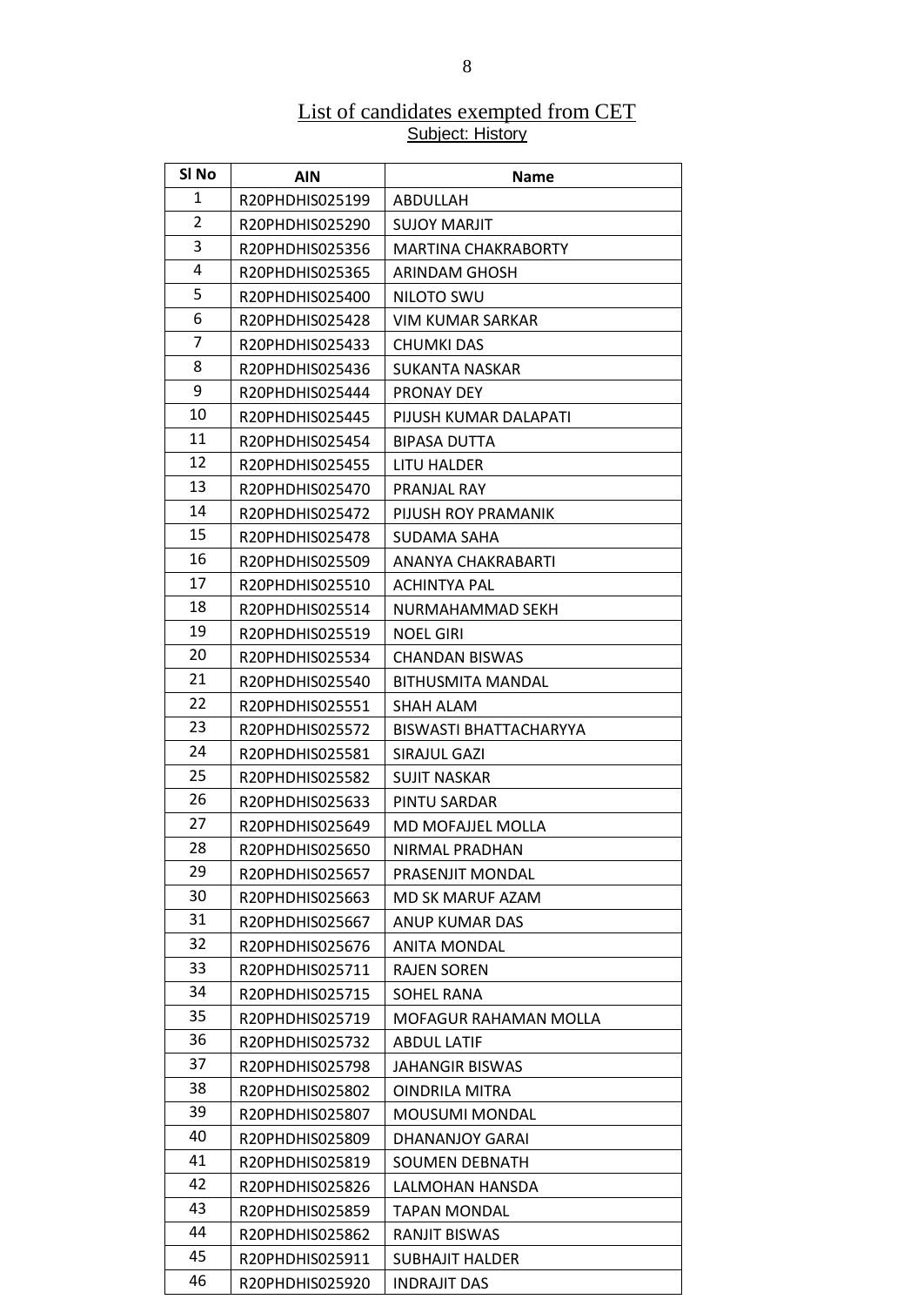## List of candidates exempted from CET

### Subject: History

| Sl No | AIN | Name |
|---|---|---|
| 1 | R20PHDHIS025199 | ABDULLAH |
| 2 | R20PHDHIS025290 | SUJOY MARJIT |
| 3 | R20PHDHIS025356 | MARTINA CHAKRABORTY |
| 4 | R20PHDHIS025365 | ARINDAM GHOSH |
| 5 | R20PHDHIS025400 | NILOTO SWU |
| 6 | R20PHDHIS025428 | VIM KUMAR SARKAR |
| 7 | R20PHDHIS025433 | CHUMKI DAS |
| 8 | R20PHDHIS025436 | SUKANTA NASKAR |
| 9 | R20PHDHIS025444 | PRONAY DEY |
| 10 | R20PHDHIS025445 | PIJUSH KUMAR DALAPATI |
| 11 | R20PHDHIS025454 | BIPASA DUTTA |
| 12 | R20PHDHIS025455 | LITU HALDER |
| 13 | R20PHDHIS025470 | PRANJAL RAY |
| 14 | R20PHDHIS025472 | PIJUSH ROY PRAMANIK |
| 15 | R20PHDHIS025478 | SUDAMA SAHA |
| 16 | R20PHDHIS025509 | ANANYA CHAKRABARTI |
| 17 | R20PHDHIS025510 | ACHINTYA PAL |
| 18 | R20PHDHIS025514 | NURMAHAMMAD SEKH |
| 19 | R20PHDHIS025519 | NOEL GIRI |
| 20 | R20PHDHIS025534 | CHANDAN BISWAS |
| 21 | R20PHDHIS025540 | BITHUSMITA MANDAL |
| 22 | R20PHDHIS025551 | SHAH ALAM |
| 23 | R20PHDHIS025572 | BISWASTI BHATTACHARYYA |
| 24 | R20PHDHIS025581 | SIRAJUL GAZI |
| 25 | R20PHDHIS025582 | SUJIT NASKAR |
| 26 | R20PHDHIS025633 | PINTU SARDAR |
| 27 | R20PHDHIS025649 | MD MOFAJJEL MOLLA |
| 28 | R20PHDHIS025650 | NIRMAL PRADHAN |
| 29 | R20PHDHIS025657 | PRASENJIT MONDAL |
| 30 | R20PHDHIS025663 | MD SK MARUF AZAM |
| 31 | R20PHDHIS025667 | ANUP KUMAR DAS |
| 32 | R20PHDHIS025676 | ANITA MONDAL |
| 33 | R20PHDHIS025711 | RAJEN SOREN |
| 34 | R20PHDHIS025715 | SOHEL RANA |
| 35 | R20PHDHIS025719 | MOFAGUR RAHAMAN MOLLA |
| 36 | R20PHDHIS025732 | ABDUL LATIF |
| 37 | R20PHDHIS025798 | JAHANGIR BISWAS |
| 38 | R20PHDHIS025802 | OINDRILA MITRA |
| 39 | R20PHDHIS025807 | MOUSUMI MONDAL |
| 40 | R20PHDHIS025809 | DHANANJOY GARAI |
| 41 | R20PHDHIS025819 | SOUMEN DEBNATH |
| 42 | R20PHDHIS025826 | LALMOHAN HANSDA |
| 43 | R20PHDHIS025859 | TAPAN MONDAL |
| 44 | R20PHDHIS025862 | RANJIT BISWAS |
| 45 | R20PHDHIS025911 | SUBHAJIT HALDER |
| 46 | R20PHDHIS025920 | INDRAJIT DAS |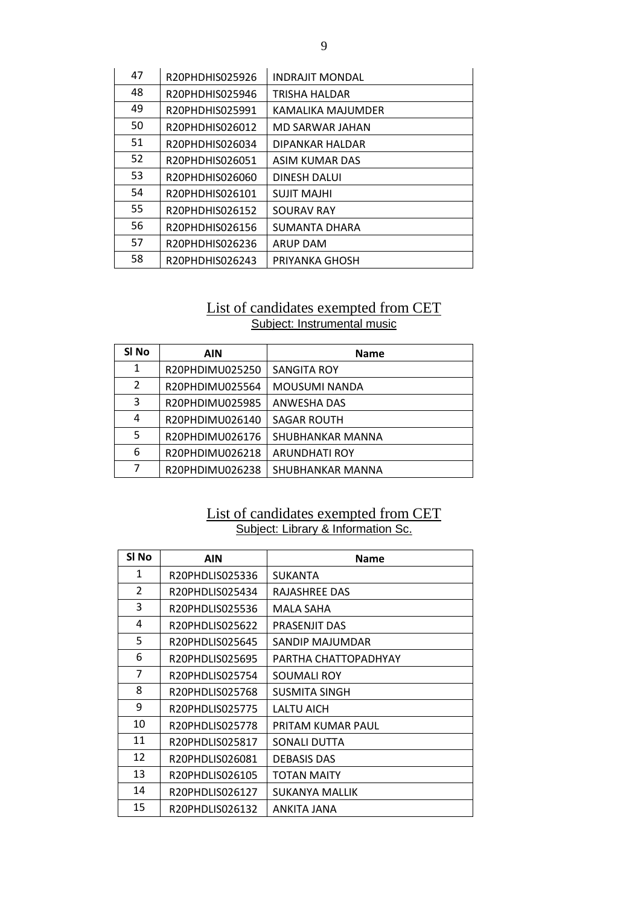| 47 | R20PHDHIS025926 | INDRAJIT MONDAL |
|---|---|---|
| 48 | R20PHDHIS025946 | TRISHA HALDAR |
| 49 | R20PHDHIS025991 | KAMALIKA MAJUMDER |
| 50 | R20PHDHIS026012 | MD SARWAR JAHAN |
| 51 | R20PHDHIS026034 | DIPANKAR HALDAR |
| 52 | R20PHDHIS026051 | ASIM KUMAR DAS |
| 53 | R20PHDHIS026060 | DINESH DALUI |
| 54 | R20PHDHIS026101 | SUJIT MAJHI |
| 55 | R20PHDHIS026152 | SOURAV RAY |
| 56 | R20PHDHIS026156 | SUMANTA DHARA |
| 57 | R20PHDHIS026236 | ARUP DAM |
| 58 | R20PHDHIS026243 | PRIYANKA GHOSH |

## List of candidates exempted from CET

Subject: Instrumental music

| Sl No | AIN | Name |
|---|---|---|
| 1 | R20PHDIMU025250 | SANGITA ROY |
| 2 | R20PHDIMU025564 | MOUSUMI NANDA |
| 3 | R20PHDIMU025985 | ANWESHA DAS |
| 4 | R20PHDIMU026140 | SAGAR ROUTH |
| 5 | R20PHDIMU026176 | SHUBHANKAR MANNA |
| 6 | R20PHDIMU026218 | ARUNDHATI ROY |
| 7 | R20PHDIMU026238 | SHUBHANKAR MANNA |

## List of candidates exempted from CET

Subject: Library & Information Sc.

| Sl No | AIN | Name |
|---|---|---|
| 1 | R20PHDLIS025336 | SUKANTA |
| 2 | R20PHDLIS025434 | RAJASHREE DAS |
| 3 | R20PHDLIS025536 | MALA SAHA |
| 4 | R20PHDLIS025622 | PRASENJIT DAS |
| 5 | R20PHDLIS025645 | SANDIP MAJUMDAR |
| 6 | R20PHDLIS025695 | PARTHA CHATTOPADHYAY |
| 7 | R20PHDLIS025754 | SOUMALI ROY |
| 8 | R20PHDLIS025768 | SUSMITA SINGH |
| 9 | R20PHDLIS025775 | LALTU AICH |
| 10 | R20PHDLIS025778 | PRITAM KUMAR PAUL |
| 11 | R20PHDLIS025817 | SONALI DUTTA |
| 12 | R20PHDLIS026081 | DEBASIS DAS |
| 13 | R20PHDLIS026105 | TOTAN MAITY |
| 14 | R20PHDLIS026127 | SUKANYA MALLIK |
| 15 | R20PHDLIS026132 | ANKITA JANA |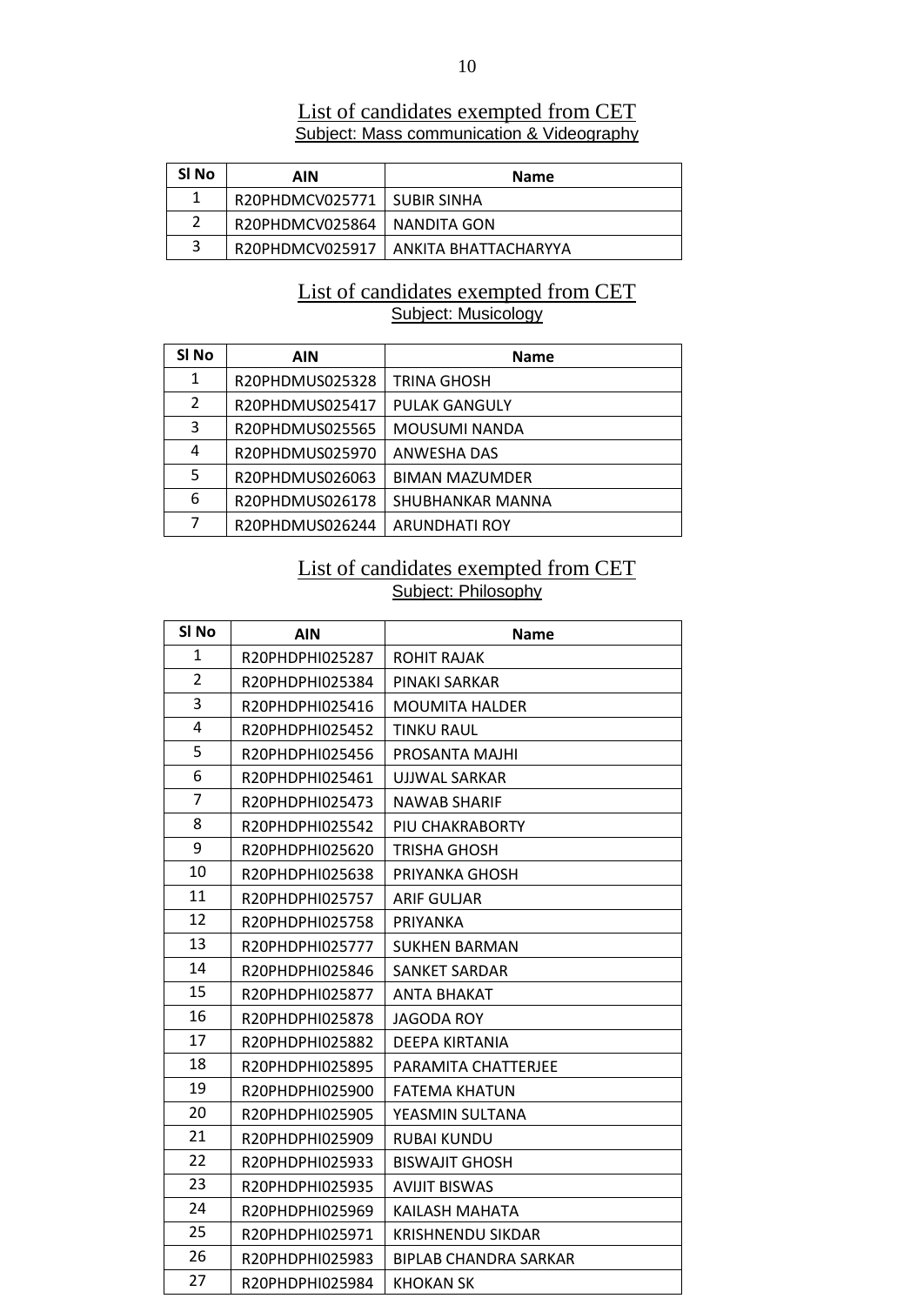## List of candidates exempted from CET

### Subject: Mass communication & Videography

| Sl No | AIN | Name |
|---|---|---|
| 1 | R20PHDMCV025771 | SUBIR SINHA |
| 2 | R20PHDMCV025864 | NANDITA GON |
| 3 | R20PHDMCV025917 | ANKITA BHATTACHARYYA |

## List of candidates exempted from CET

### Subject: Musicology

| Sl No | AIN | Name |
|---|---|---|
| 1 | R20PHDMUS025328 | TRINA GHOSH |
| 2 | R20PHDMUS025417 | PULAK GANGULY |
| 3 | R20PHDMUS025565 | MOUSUMI NANDA |
| 4 | R20PHDMUS025970 | ANWESHA DAS |
| 5 | R20PHDMUS026063 | BIMAN MAZUMDER |
| 6 | R20PHDMUS026178 | SHUBHANKAR MANNA |
| 7 | R20PHDMUS026244 | ARUNDHATI ROY |

## List of candidates exempted from CET

### Subject: Philosophy

| Sl No | AIN | Name |
|---|---|---|
| 1 | R20PHDPHI025287 | ROHIT RAJAK |
| 2 | R20PHDPHI025384 | PINAKI SARKAR |
| 3 | R20PHDPHI025416 | MOUMITA HALDER |
| 4 | R20PHDPHI025452 | TINKU RAUL |
| 5 | R20PHDPHI025456 | PROSANTA MAJHI |
| 6 | R20PHDPHI025461 | UJJWAL SARKAR |
| 7 | R20PHDPHI025473 | NAWAB SHARIF |
| 8 | R20PHDPHI025542 | PIU CHAKRABORTY |
| 9 | R20PHDPHI025620 | TRISHA GHOSH |
| 10 | R20PHDPHI025638 | PRIYANKA GHOSH |
| 11 | R20PHDPHI025757 | ARIF GULJAR |
| 12 | R20PHDPHI025758 | PRIYANKA |
| 13 | R20PHDPHI025777 | SUKHEN BARMAN |
| 14 | R20PHDPHI025846 | SANKET SARDAR |
| 15 | R20PHDPHI025877 | ANTA BHAKAT |
| 16 | R20PHDPHI025878 | JAGODA ROY |
| 17 | R20PHDPHI025882 | DEEPA KIRTANIA |
| 18 | R20PHDPHI025895 | PARAMITA CHATTERJEE |
| 19 | R20PHDPHI025900 | FATEMA KHATUN |
| 20 | R20PHDPHI025905 | YEASMIN SULTANA |
| 21 | R20PHDPHI025909 | RUBAI KUNDU |
| 22 | R20PHDPHI025933 | BISWAJIT GHOSH |
| 23 | R20PHDPHI025935 | AVIJIT BISWAS |
| 24 | R20PHDPHI025969 | KAILASH MAHATA |
| 25 | R20PHDPHI025971 | KRISHNENDU SIKDAR |
| 26 | R20PHDPHI025983 | BIPLAB CHANDRA SARKAR |
| 27 | R20PHDPHI025984 | KHOKAN SK |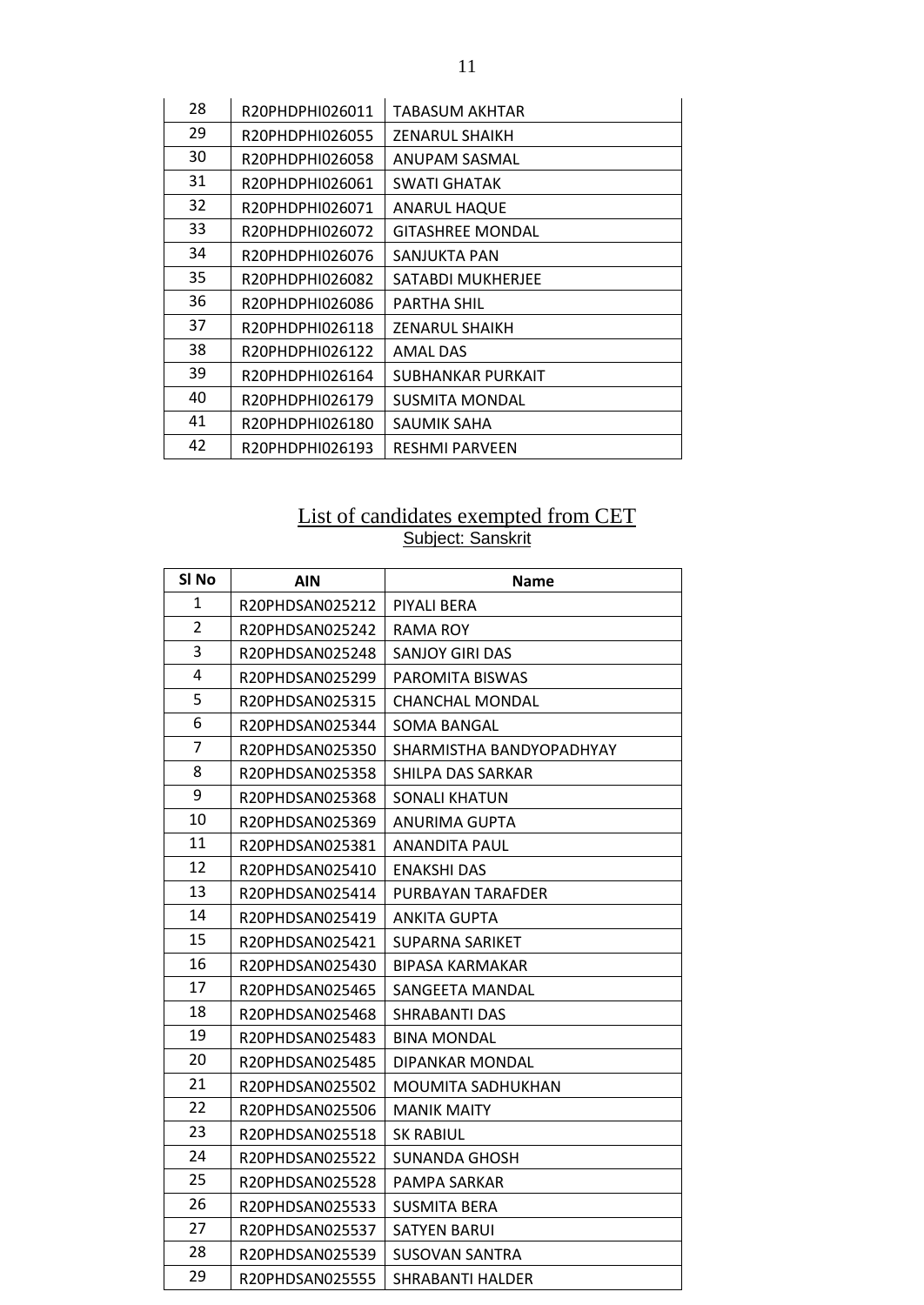| | | |
|---|---|---|
| 28 | R20PHDPHI026011 | TABASUM AKHTAR |
| 29 | R20PHDPHI026055 | ZENARUL SHAIKH |
| 30 | R20PHDPHI026058 | ANUPAM SASMAL |
| 31 | R20PHDPHI026061 | SWATI GHATAK |
| 32 | R20PHDPHI026071 | ANARUL HAQUE |
| 33 | R20PHDPHI026072 | GITASHREE MONDAL |
| 34 | R20PHDPHI026076 | SANJUKTA PAN |
| 35 | R20PHDPHI026082 | SATABDI MUKHERJEE |
| 36 | R20PHDPHI026086 | PARTHA SHIL |
| 37 | R20PHDPHI026118 | ZENARUL SHAIKH |
| 38 | R20PHDPHI026122 | AMAL DAS |
| 39 | R20PHDPHI026164 | SUBHANKAR PURKAIT |
| 40 | R20PHDPHI026179 | SUSMITA MONDAL |
| 41 | R20PHDPHI026180 | SAUMIK SAHA |
| 42 | R20PHDPHI026193 | RESHMI PARVEEN |

## List of candidates exempted from CET

### Subject: Sanskrit

| Sl No | AIN | Name |
|---|---|---|
| 1 | R20PHDSAN025212 | PIYALI BERA |
| 2 | R20PHDSAN025242 | RAMA ROY |
| 3 | R20PHDSAN025248 | SANJOY GIRI DAS |
| 4 | R20PHDSAN025299 | PAROMITA BISWAS |
| 5 | R20PHDSAN025315 | CHANCHAL MONDAL |
| 6 | R20PHDSAN025344 | SOMA BANGAL |
| 7 | R20PHDSAN025350 | SHARMISTHA BANDYOPADHYAY |
| 8 | R20PHDSAN025358 | SHILPA DAS SARKAR |
| 9 | R20PHDSAN025368 | SONALI KHATUN |
| 10 | R20PHDSAN025369 | ANURIMA GUPTA |
| 11 | R20PHDSAN025381 | ANANDITA PAUL |
| 12 | R20PHDSAN025410 | ENAKSHI DAS |
| 13 | R20PHDSAN025414 | PURBAYAN TARAFDER |
| 14 | R20PHDSAN025419 | ANKITA GUPTA |
| 15 | R20PHDSAN025421 | SUPARNA SARIKET |
| 16 | R20PHDSAN025430 | BIPASA KARMAKAR |
| 17 | R20PHDSAN025465 | SANGEETA MANDAL |
| 18 | R20PHDSAN025468 | SHRABANTI DAS |
| 19 | R20PHDSAN025483 | BINA MONDAL |
| 20 | R20PHDSAN025485 | DIPANKAR MONDAL |
| 21 | R20PHDSAN025502 | MOUMITA SADHUKHAN |
| 22 | R20PHDSAN025506 | MANIK MAITY |
| 23 | R20PHDSAN025518 | SK RABIUL |
| 24 | R20PHDSAN025522 | SUNANDA GHOSH |
| 25 | R20PHDSAN025528 | PAMPA SARKAR |
| 26 | R20PHDSAN025533 | SUSMITA BERA |
| 27 | R20PHDSAN025537 | SATYEN BARUI |
| 28 | R20PHDSAN025539 | SUSOVAN SANTRA |
| 29 | R20PHDSAN025555 | SHRABANTI HALDER |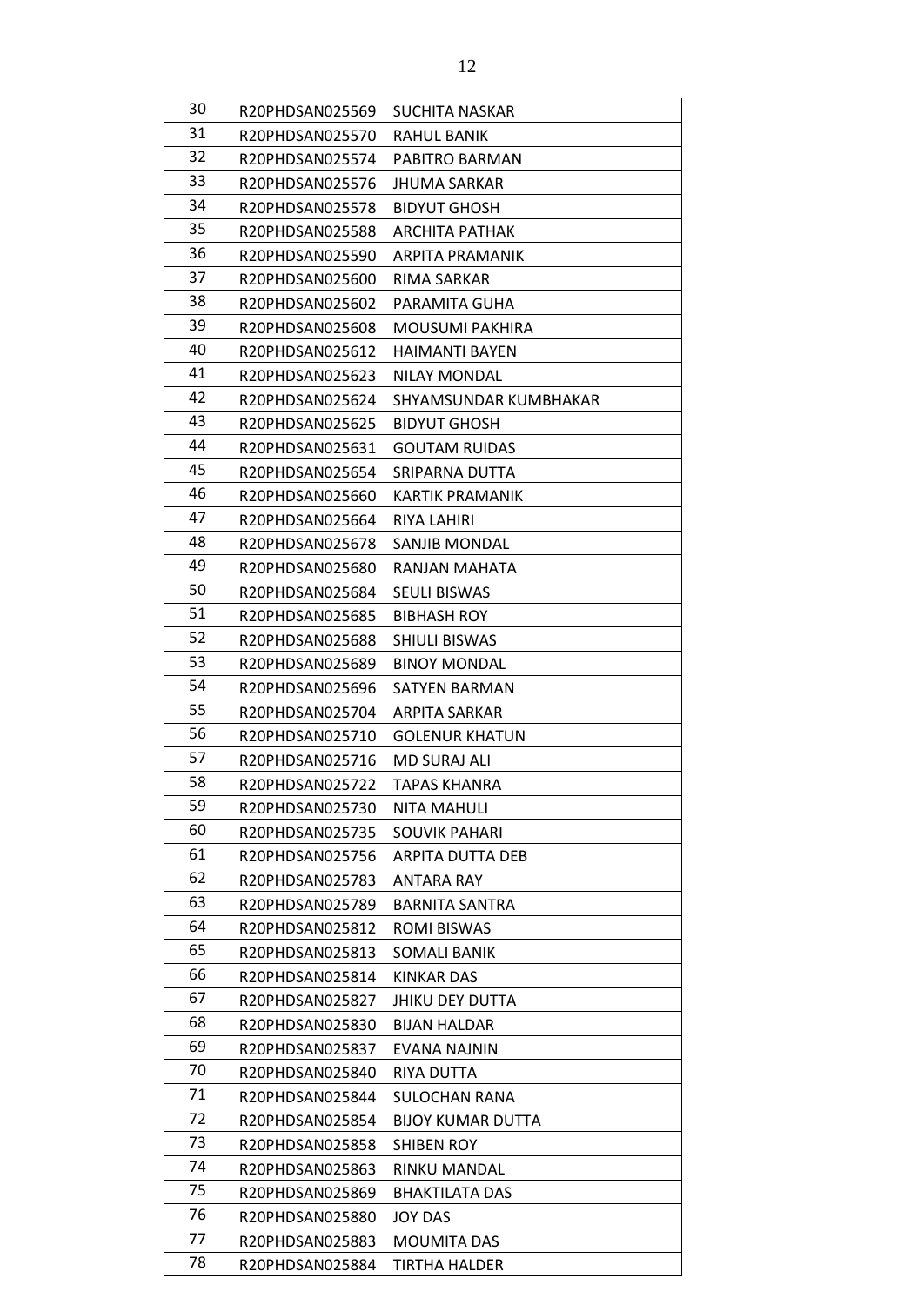| 30 | R20PHDSAN025569 | SUCHITA NASKAR |
|---|---|---|
| 31 | R20PHDSAN025570 | RAHUL BANIK |
| 32 | R20PHDSAN025574 | PABITRO BARMAN |
| 33 | R20PHDSAN025576 | JHUMA SARKAR |
| 34 | R20PHDSAN025578 | BIDYUT GHOSH |
| 35 | R20PHDSAN025588 | ARCHITA PATHAK |
| 36 | R20PHDSAN025590 | ARPITA PRAMANIK |
| 37 | R20PHDSAN025600 | RIMA SARKAR |
| 38 | R20PHDSAN025602 | PARAMITA GUHA |
| 39 | R20PHDSAN025608 | MOUSUMI PAKHIRA |
| 40 | R20PHDSAN025612 | HAIMANTI BAYEN |
| 41 | R20PHDSAN025623 | NILAY MONDAL |
| 42 | R20PHDSAN025624 | SHYAMSUNDAR KUMBHAKAR |
| 43 | R20PHDSAN025625 | BIDYUT GHOSH |
| 44 | R20PHDSAN025631 | GOUTAM RUIDAS |
| 45 | R20PHDSAN025654 | SRIPARNA DUTTA |
| 46 | R20PHDSAN025660 | KARTIK PRAMANIK |
| 47 | R20PHDSAN025664 | RIYA LAHIRI |
| 48 | R20PHDSAN025678 | SANJIB MONDAL |
| 49 | R20PHDSAN025680 | RANJAN MAHATA |
| 50 | R20PHDSAN025684 | SEULI BISWAS |
| 51 | R20PHDSAN025685 | BIBHASH ROY |
| 52 | R20PHDSAN025688 | SHIULI BISWAS |
| 53 | R20PHDSAN025689 | BINOY MONDAL |
| 54 | R20PHDSAN025696 | SATYEN BARMAN |
| 55 | R20PHDSAN025704 | ARPITA SARKAR |
| 56 | R20PHDSAN025710 | GOLENUR KHATUN |
| 57 | R20PHDSAN025716 | MD SURAJ ALI |
| 58 | R20PHDSAN025722 | TAPAS KHANRA |
| 59 | R20PHDSAN025730 | NITA MAHULI |
| 60 | R20PHDSAN025735 | SOUVIK PAHARI |
| 61 | R20PHDSAN025756 | ARPITA DUTTA DEB |
| 62 | R20PHDSAN025783 | ANTARA RAY |
| 63 | R20PHDSAN025789 | BARNITA SANTRA |
| 64 | R20PHDSAN025812 | ROMI BISWAS |
| 65 | R20PHDSAN025813 | SOMALI BANIK |
| 66 | R20PHDSAN025814 | KINKAR DAS |
| 67 | R20PHDSAN025827 | JHIKU DEY DUTTA |
| 68 | R20PHDSAN025830 | BIJAN HALDAR |
| 69 | R20PHDSAN025837 | EVANA NAJNIN |
| 70 | R20PHDSAN025840 | RIYA DUTTA |
| 71 | R20PHDSAN025844 | SULOCHAN RANA |
| 72 | R20PHDSAN025854 | BIJOY KUMAR DUTTA |
| 73 | R20PHDSAN025858 | SHIBEN ROY |
| 74 | R20PHDSAN025863 | RINKU MANDAL |
| 75 | R20PHDSAN025869 | BHAKTILATA DAS |
| 76 | R20PHDSAN025880 | JOY DAS |
| 77 | R20PHDSAN025883 | MOUMITA DAS |
| 78 | R20PHDSAN025884 | TIRTHA HALDER |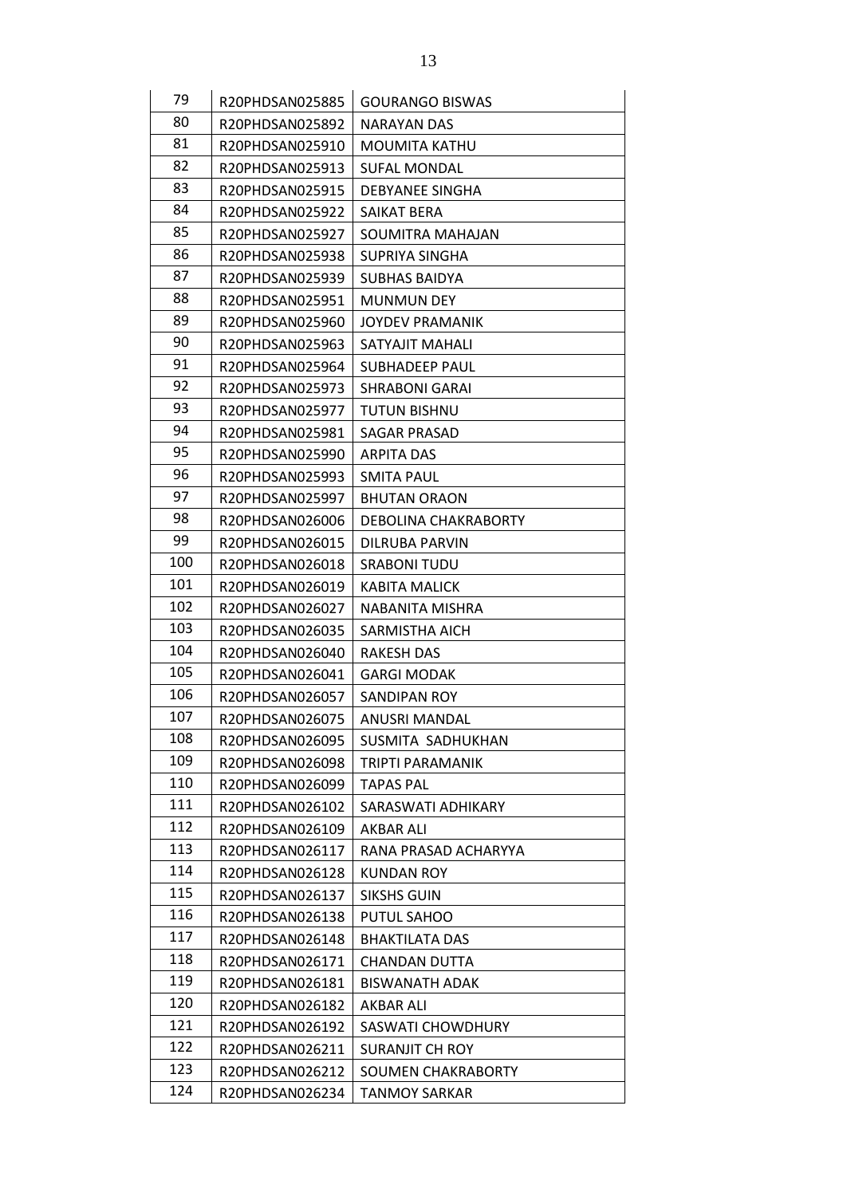| | | |
|---|---|---|
| 79 | R20PHDSAN025885 | GOURANGO BISWAS |
| 80 | R20PHDSAN025892 | NARAYAN DAS |
| 81 | R20PHDSAN025910 | MOUMITA KATHU |
| 82 | R20PHDSAN025913 | SUFAL MONDAL |
| 83 | R20PHDSAN025915 | DEBYANEE SINGHA |
| 84 | R20PHDSAN025922 | SAIKAT BERA |
| 85 | R20PHDSAN025927 | SOUMITRA MAHAJAN |
| 86 | R20PHDSAN025938 | SUPRIYA SINGHA |
| 87 | R20PHDSAN025939 | SUBHAS BAIDYA |
| 88 | R20PHDSAN025951 | MUNMUN DEY |
| 89 | R20PHDSAN025960 | JOYDEV PRAMANIK |
| 90 | R20PHDSAN025963 | SATYAJIT MAHALI |
| 91 | R20PHDSAN025964 | SUBHADEEP PAUL |
| 92 | R20PHDSAN025973 | SHRABONI GARAI |
| 93 | R20PHDSAN025977 | TUTUN BISHNU |
| 94 | R20PHDSAN025981 | SAGAR PRASAD |
| 95 | R20PHDSAN025990 | ARPITA DAS |
| 96 | R20PHDSAN025993 | SMITA PAUL |
| 97 | R20PHDSAN025997 | BHUTAN ORAON |
| 98 | R20PHDSAN026006 | DEBOLINA CHAKRABORTY |
| 99 | R20PHDSAN026015 | DILRUBA PARVIN |
| 100 | R20PHDSAN026018 | SRABONI TUDU |
| 101 | R20PHDSAN026019 | KABITA MALICK |
| 102 | R20PHDSAN026027 | NABANITA MISHRA |
| 103 | R20PHDSAN026035 | SARMISTHA AICH |
| 104 | R20PHDSAN026040 | RAKESH DAS |
| 105 | R20PHDSAN026041 | GARGI MODAK |
| 106 | R20PHDSAN026057 | SANDIPAN ROY |
| 107 | R20PHDSAN026075 | ANUSRI MANDAL |
| 108 | R20PHDSAN026095 | SUSMITA SADHUKHAN |
| 109 | R20PHDSAN026098 | TRIPTI PARAMANIK |
| 110 | R20PHDSAN026099 | TAPAS PAL |
| 111 | R20PHDSAN026102 | SARASWATI ADHIKARY |
| 112 | R20PHDSAN026109 | AKBAR ALI |
| 113 | R20PHDSAN026117 | RANA PRASAD ACHARYYA |
| 114 | R20PHDSAN026128 | KUNDAN ROY |
| 115 | R20PHDSAN026137 | SIKSHS GUIN |
| 116 | R20PHDSAN026138 | PUTUL SAHOO |
| 117 | R20PHDSAN026148 | BHAKTILATA DAS |
| 118 | R20PHDSAN026171 | CHANDAN DUTTA |
| 119 | R20PHDSAN026181 | BISWANATH ADAK |
| 120 | R20PHDSAN026182 | AKBAR ALI |
| 121 | R20PHDSAN026192 | SASWATI CHOWDHURY |
| 122 | R20PHDSAN026211 | SURANJIT CH ROY |
| 123 | R20PHDSAN026212 | SOUMEN CHAKRABORTY |
| 124 | R20PHDSAN026234 | TANMOY SARKAR |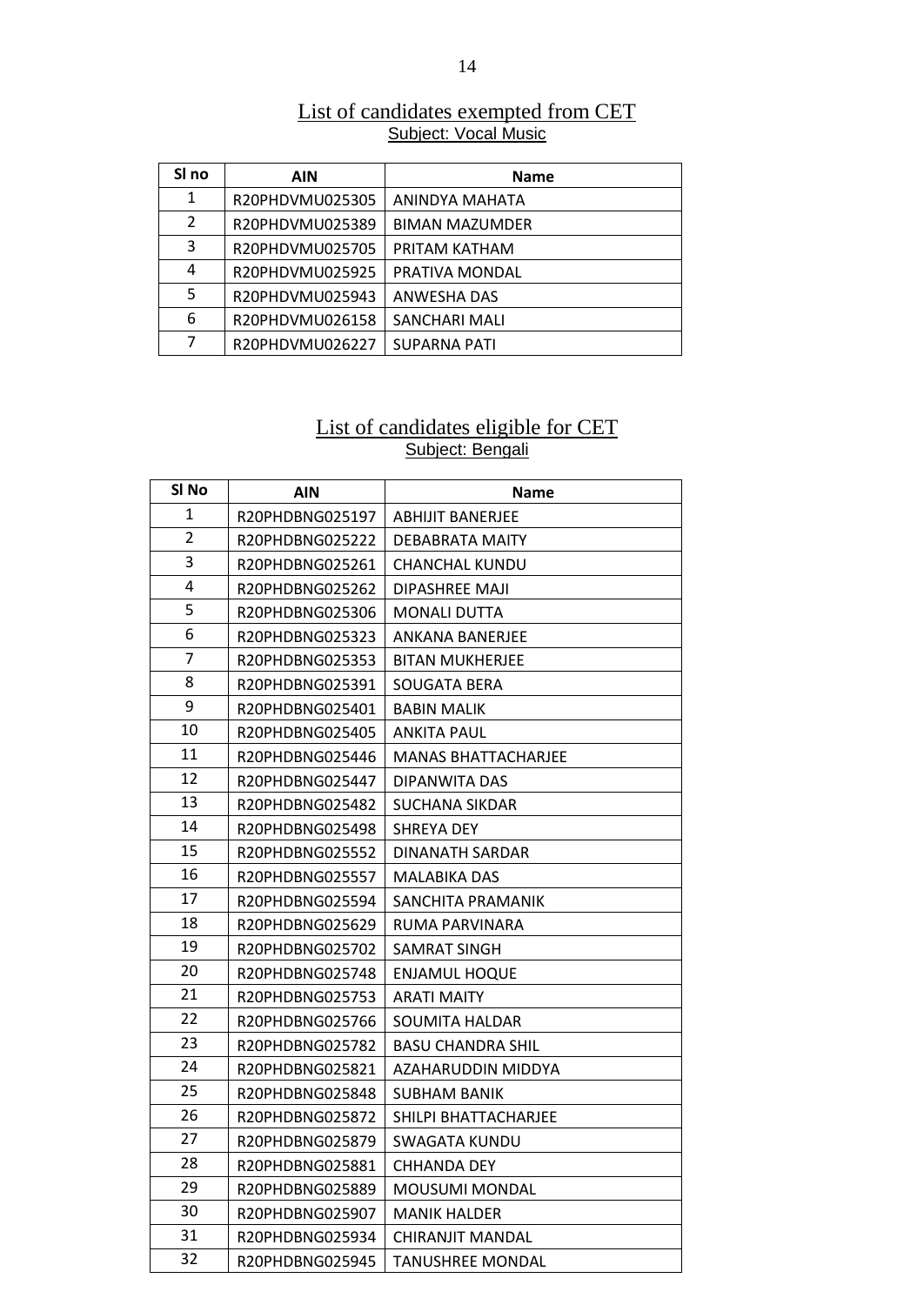## List of candidates exempted from CET

Subject: Vocal Music

| Sl no | AIN | Name |
|---|---|---|
| 1 | R20PHDVMU025305 | ANINDYA MAHATA |
| 2 | R20PHDVMU025389 | BIMAN MAZUMDER |
| 3 | R20PHDVMU025705 | PRITAM KATHAM |
| 4 | R20PHDVMU025925 | PRATIVA MONDAL |
| 5 | R20PHDVMU025943 | ANWESHA DAS |
| 6 | R20PHDVMU026158 | SANCHARI MALI |
| 7 | R20PHDVMU026227 | SUPARNA PATI |

## List of candidates eligible for CET

Subject: Bengali

| Sl No | AIN | Name |
|---|---|---|
| 1 | R20PHDBNG025197 | ABHIJIT BANERJEE |
| 2 | R20PHDBNG025222 | DEBABRATA MAITY |
| 3 | R20PHDBNG025261 | CHANCHAL KUNDU |
| 4 | R20PHDBNG025262 | DIPASHREE MAJI |
| 5 | R20PHDBNG025306 | MONALI DUTTA |
| 6 | R20PHDBNG025323 | ANKANA BANERJEE |
| 7 | R20PHDBNG025353 | BITAN MUKHERJEE |
| 8 | R20PHDBNG025391 | SOUGATA BERA |
| 9 | R20PHDBNG025401 | BABIN MALIK |
| 10 | R20PHDBNG025405 | ANKITA PAUL |
| 11 | R20PHDBNG025446 | MANAS BHATTACHARJEE |
| 12 | R20PHDBNG025447 | DIPANWITA DAS |
| 13 | R20PHDBNG025482 | SUCHANA SIKDAR |
| 14 | R20PHDBNG025498 | SHREYA DEY |
| 15 | R20PHDBNG025552 | DINANATH SARDAR |
| 16 | R20PHDBNG025557 | MALABIKA DAS |
| 17 | R20PHDBNG025594 | SANCHITA PRAMANIK |
| 18 | R20PHDBNG025629 | RUMA PARVINARA |
| 19 | R20PHDBNG025702 | SAMRAT SINGH |
| 20 | R20PHDBNG025748 | ENJAMUL HOQUE |
| 21 | R20PHDBNG025753 | ARATI MAITY |
| 22 | R20PHDBNG025766 | SOUMITA HALDAR |
| 23 | R20PHDBNG025782 | BASU CHANDRA SHIL |
| 24 | R20PHDBNG025821 | AZAHARUDDIN MIDDYA |
| 25 | R20PHDBNG025848 | SUBHAM BANIK |
| 26 | R20PHDBNG025872 | SHILPI BHATTACHARJEE |
| 27 | R20PHDBNG025879 | SWAGATA KUNDU |
| 28 | R20PHDBNG025881 | CHHANDA DEY |
| 29 | R20PHDBNG025889 | MOUSUMI MONDAL |
| 30 | R20PHDBNG025907 | MANIK HALDER |
| 31 | R20PHDBNG025934 | CHIRANJIT MANDAL |
| 32 | R20PHDBNG025945 | TANUSHREE MONDAL |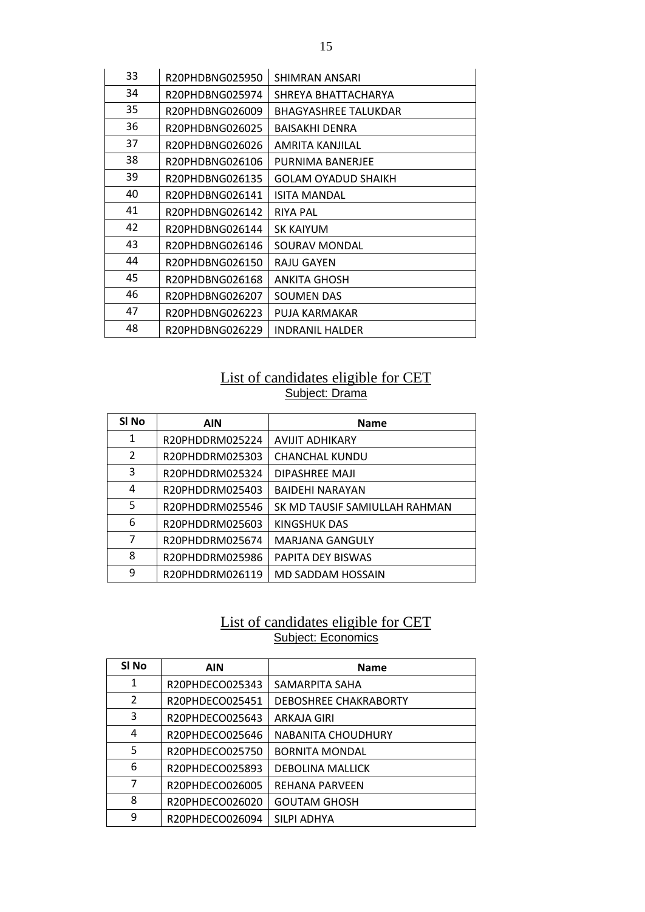| | | |
|---|---|---|
| 33 | R20PHDBNG025950 | SHIMRAN ANSARI |
| 34 | R20PHDBNG025974 | SHREYA BHATTACHARYA |
| 35 | R20PHDBNG026009 | BHAGYASHREE TALUKDAR |
| 36 | R20PHDBNG026025 | BAISAKHI DENRA |
| 37 | R20PHDBNG026026 | AMRITA KANJILAL |
| 38 | R20PHDBNG026106 | PURNIMA BANERJEE |
| 39 | R20PHDBNG026135 | GOLAM OYADUD SHAIKH |
| 40 | R20PHDBNG026141 | ISITA MANDAL |
| 41 | R20PHDBNG026142 | RIYA PAL |
| 42 | R20PHDBNG026144 | SK KAIYUM |
| 43 | R20PHDBNG026146 | SOURAV MONDAL |
| 44 | R20PHDBNG026150 | RAJU GAYEN |
| 45 | R20PHDBNG026168 | ANKITA GHOSH |
| 46 | R20PHDBNG026207 | SOUMEN DAS |
| 47 | R20PHDBNG026223 | PUJA KARMAKAR |
| 48 | R20PHDBNG026229 | INDRANIL HALDER |

## List of candidates eligible for CET

### Subject: Drama

| Sl No | AIN | Name |
|---|---|---|
| 1 | R20PHDDRM025224 | AVIJIT ADHIKARY |
| 2 | R20PHDDRM025303 | CHANCHAL KUNDU |
| 3 | R20PHDDRM025324 | DIPASHREE MAJI |
| 4 | R20PHDDRM025403 | BAIDEHI NARAYAN |
| 5 | R20PHDDRM025546 | SK MD TAUSIF SAMIULLAH RAHMAN |
| 6 | R20PHDDRM025603 | KINGSHUK DAS |
| 7 | R20PHDDRM025674 | MARJANA GANGULY |
| 8 | R20PHDDRM025986 | PAPITA DEY BISWAS |
| 9 | R20PHDDRM026119 | MD SADDAM HOSSAIN |

## List of candidates eligible for CET

### Subject: Economics

| Sl No | AIN | Name |
|---|---|---|
| 1 | R20PHDECO025343 | SAMARPITA SAHA |
| 2 | R20PHDECO025451 | DEBOSHREE CHAKRABORTY |
| 3 | R20PHDECO025643 | ARKAJA GIRI |
| 4 | R20PHDECO025646 | NABANITA CHOUDHURY |
| 5 | R20PHDECO025750 | BORNITA MONDAL |
| 6 | R20PHDECO025893 | DEBOLINA MALLICK |
| 7 | R20PHDECO026005 | REHANA PARVEEN |
| 8 | R20PHDECO026020 | GOUTAM GHOSH |
| 9 | R20PHDECO026094 | SILPI ADHYA |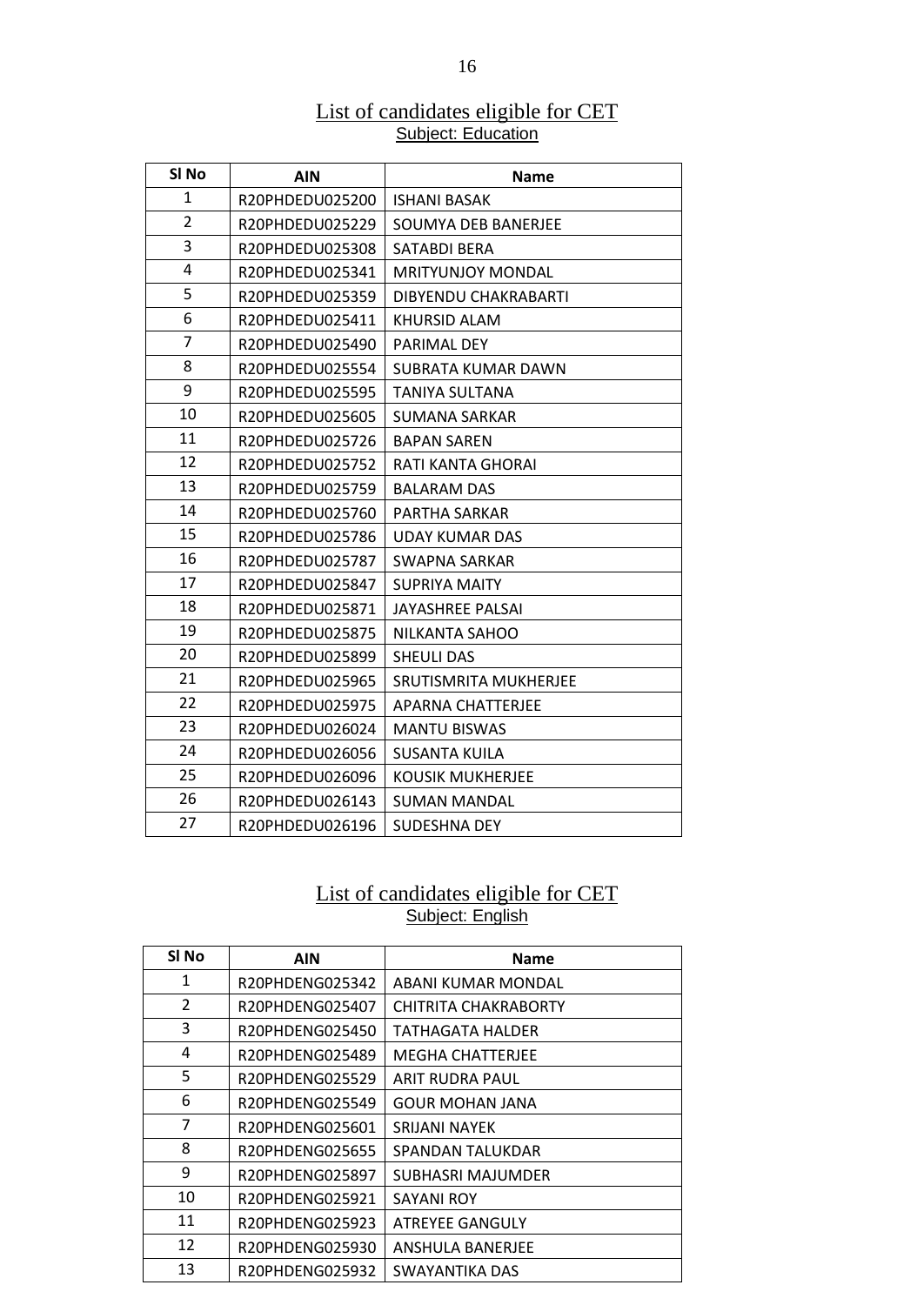## List of candidates eligible for CET

**Subject: Education**

| Sl No | AIN | Name |
|---|---|---|
| 1 | R20PHDEDU025200 | ISHANI BASAK |
| 2 | R20PHDEDU025229 | SOUMYA DEB BANERJEE |
| 3 | R20PHDEDU025308 | SATABDI BERA |
| 4 | R20PHDEDU025341 | MRITYUNJOY MONDAL |
| 5 | R20PHDEDU025359 | DIBYENDU CHAKRABARTI |
| 6 | R20PHDEDU025411 | KHURSID ALAM |
| 7 | R20PHDEDU025490 | PARIMAL DEY |
| 8 | R20PHDEDU025554 | SUBRATA KUMAR DAWN |
| 9 | R20PHDEDU025595 | TANIYA SULTANA |
| 10 | R20PHDEDU025605 | SUMANA SARKAR |
| 11 | R20PHDEDU025726 | BAPAN SAREN |
| 12 | R20PHDEDU025752 | RATI KANTA GHORAI |
| 13 | R20PHDEDU025759 | BALARAM DAS |
| 14 | R20PHDEDU025760 | PARTHA SARKAR |
| 15 | R20PHDEDU025786 | UDAY KUMAR DAS |
| 16 | R20PHDEDU025787 | SWAPNA SARKAR |
| 17 | R20PHDEDU025847 | SUPRIYA MAITY |
| 18 | R20PHDEDU025871 | JAYASHREE PALSAI |
| 19 | R20PHDEDU025875 | NILKANTA SAHOO |
| 20 | R20PHDEDU025899 | SHEULI DAS |
| 21 | R20PHDEDU025965 | SRUTISMRITA MUKHERJEE |
| 22 | R20PHDEDU025975 | APARNA CHATTERJEE |
| 23 | R20PHDEDU026024 | MANTU BISWAS |
| 24 | R20PHDEDU026056 | SUSANTA KUILA |
| 25 | R20PHDEDU026096 | KOUSIK MUKHERJEE |
| 26 | R20PHDEDU026143 | SUMAN MANDAL |
| 27 | R20PHDEDU026196 | SUDESHNA DEY |

## List of candidates eligible for CET

**Subject: English**

| Sl No | AIN | Name |
|---|---|---|
| 1 | R20PHDENG025342 | ABANI KUMAR MONDAL |
| 2 | R20PHDENG025407 | CHITRITA CHAKRABORTY |
| 3 | R20PHDENG025450 | TATHAGATA HALDER |
| 4 | R20PHDENG025489 | MEGHA CHATTERJEE |
| 5 | R20PHDENG025529 | ARIT RUDRA PAUL |
| 6 | R20PHDENG025549 | GOUR MOHAN JANA |
| 7 | R20PHDENG025601 | SRIJANI NAYEK |
| 8 | R20PHDENG025655 | SPANDAN TALUKDAR |
| 9 | R20PHDENG025897 | SUBHASRI MAJUMDER |
| 10 | R20PHDENG025921 | SAYANI ROY |
| 11 | R20PHDENG025923 | ATREYEE GANGULY |
| 12 | R20PHDENG025930 | ANSHULA BANERJEE |
| 13 | R20PHDENG025932 | SWAYANTIKA DAS |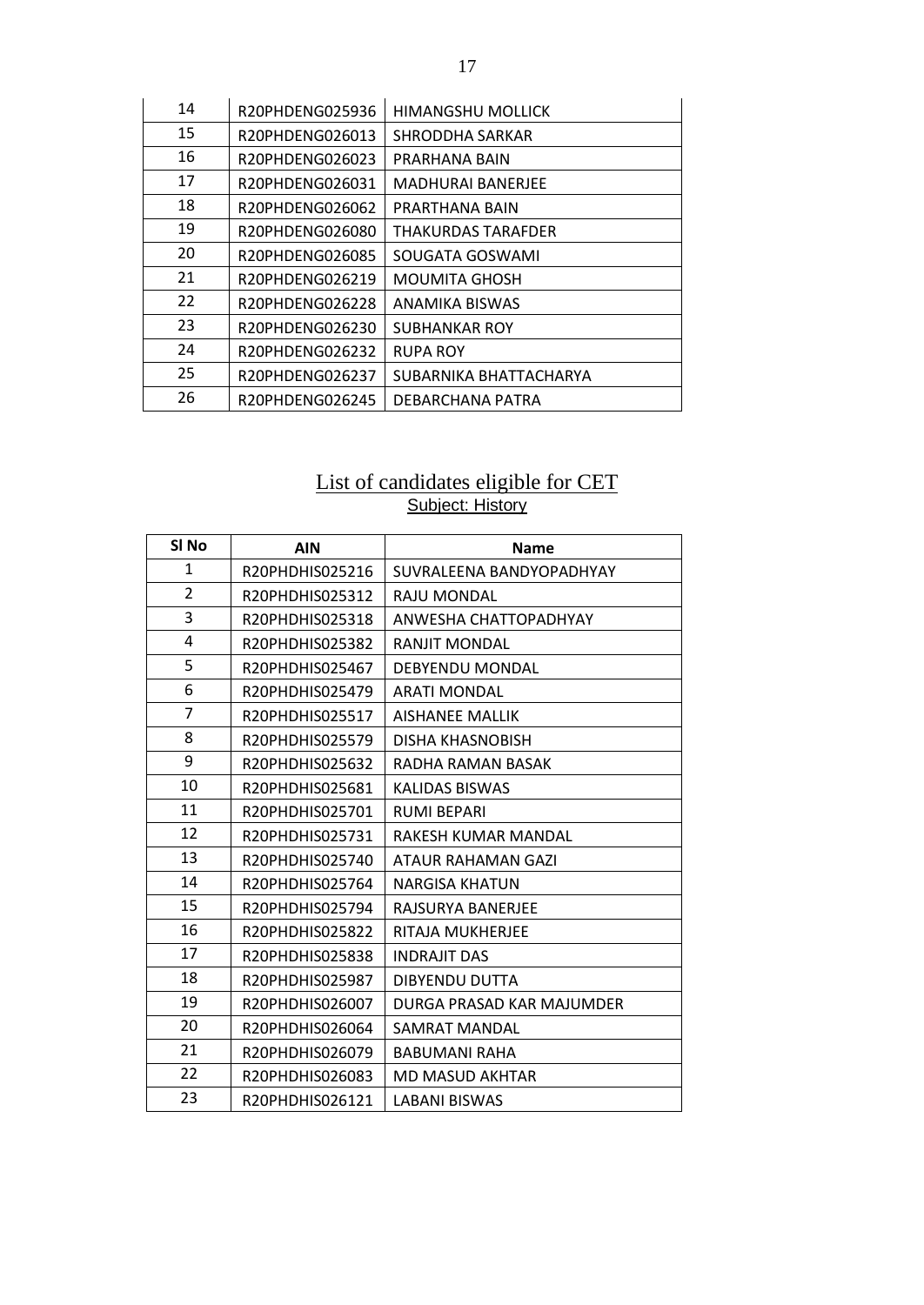| | | |
|---|---|---|
| 14 | R20PHDENG025936 | HIMANGSHU MOLLICK |
| 15 | R20PHDENG026013 | SHRODDHA SARKAR |
| 16 | R20PHDENG026023 | PRARHANA BAIN |
| 17 | R20PHDENG026031 | MADHURAI BANERJEE |
| 18 | R20PHDENG026062 | PRARTHANA BAIN |
| 19 | R20PHDENG026080 | THAKURDAS TARAFDER |
| 20 | R20PHDENG026085 | SOUGATA GOSWAMI |
| 21 | R20PHDENG026219 | MOUMITA GHOSH |
| 22 | R20PHDENG026228 | ANAMIKA BISWAS |
| 23 | R20PHDENG026230 | SUBHANKAR ROY |
| 24 | R20PHDENG026232 | RUPA ROY |
| 25 | R20PHDENG026237 | SUBARNIKA BHATTACHARYA |
| 26 | R20PHDENG026245 | DEBARCHANA PATRA |

## List of candidates eligible for CET

### Subject: History

| Sl No | AIN | Name |
|---|---|---|
| 1 | R20PHDHIS025216 | SUVRALEENA BANDYOPADHYAY |
| 2 | R20PHDHIS025312 | RAJU MONDAL |
| 3 | R20PHDHIS025318 | ANWESHA CHATTOPADHYAY |
| 4 | R20PHDHIS025382 | RANJIT MONDAL |
| 5 | R20PHDHIS025467 | DEBYENDU MONDAL |
| 6 | R20PHDHIS025479 | ARATI MONDAL |
| 7 | R20PHDHIS025517 | AISHANEE MALLIK |
| 8 | R20PHDHIS025579 | DISHA KHASNOBISH |
| 9 | R20PHDHIS025632 | RADHA RAMAN BASAK |
| 10 | R20PHDHIS025681 | KALIDAS BISWAS |
| 11 | R20PHDHIS025701 | RUMI BEPARI |
| 12 | R20PHDHIS025731 | RAKESH KUMAR MANDAL |
| 13 | R20PHDHIS025740 | ATAUR RAHAMAN GAZI |
| 14 | R20PHDHIS025764 | NARGISA KHATUN |
| 15 | R20PHDHIS025794 | RAJSURYA BANERJEE |
| 16 | R20PHDHIS025822 | RITAJA MUKHERJEE |
| 17 | R20PHDHIS025838 | INDRAJIT DAS |
| 18 | R20PHDHIS025987 | DIBYENDU DUTTA |
| 19 | R20PHDHIS026007 | DURGA PRASAD KAR MAJUMDER |
| 20 | R20PHDHIS026064 | SAMRAT MANDAL |
| 21 | R20PHDHIS026079 | BABUMANI RAHA |
| 22 | R20PHDHIS026083 | MD MASUD AKHTAR |
| 23 | R20PHDHIS026121 | LABANI BISWAS |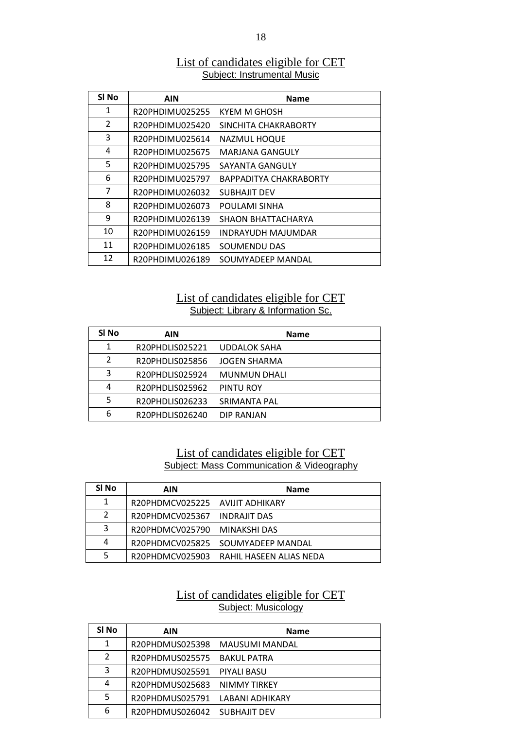## List of candidates eligible for CET

Subject: Instrumental Music

| Sl No | AIN | Name |
|---|---|---|
| 1 | R20PHDIMU025255 | KYEM M GHOSH |
| 2 | R20PHDIMU025420 | SINCHITA CHAKRABORTY |
| 3 | R20PHDIMU025614 | NAZMUL HOQUE |
| 4 | R20PHDIMU025675 | MARJANA GANGULY |
| 5 | R20PHDIMU025795 | SAYANTA GANGULY |
| 6 | R20PHDIMU025797 | BAPPADITYA CHAKRABORTY |
| 7 | R20PHDIMU026032 | SUBHAJIT DEV |
| 8 | R20PHDIMU026073 | POULAMI SINHA |
| 9 | R20PHDIMU026139 | SHAON BHATTACHARYA |
| 10 | R20PHDIMU026159 | INDRAYUDH MAJUMDAR |
| 11 | R20PHDIMU026185 | SOUMENDU DAS |
| 12 | R20PHDIMU026189 | SOUMYADEEP MANDAL |

## List of candidates eligible for CET

Subject: Library & Information Sc.

| Sl No | AIN | Name |
|---|---|---|
| 1 | R20PHDLIS025221 | UDDALOK SAHA |
| 2 | R20PHDLIS025856 | JOGEN SHARMA |
| 3 | R20PHDLIS025924 | MUNMUN DHALI |
| 4 | R20PHDLIS025962 | PINTU ROY |
| 5 | R20PHDLIS026233 | SRIMANTA PAL |
| 6 | R20PHDLIS026240 | DIP RANJAN |

## List of candidates eligible for CET

Subject: Mass Communication & Videography

| Sl No | AIN | Name |
|---|---|---|
| 1 | R20PHDMCV025225 | AVIJIT ADHIKARY |
| 2 | R20PHDMCV025367 | INDRAJIT DAS |
| 3 | R20PHDMCV025790 | MINAKSHI DAS |
| 4 | R20PHDMCV025825 | SOUMYADEEP MANDAL |
| 5 | R20PHDMCV025903 | RAHIL HASEEN ALIAS NEDA |

## List of candidates eligible for CET

Subject: Musicology

| Sl No | AIN | Name |
|---|---|---|
| 1 | R20PHDMUS025398 | MAUSUMI MANDAL |
| 2 | R20PHDMUS025575 | BAKUL PATRA |
| 3 | R20PHDMUS025591 | PIYALI BASU |
| 4 | R20PHDMUS025683 | NIMMY TIRKEY |
| 5 | R20PHDMUS025791 | LABANI ADHIKARY |
| 6 | R20PHDMUS026042 | SUBHAJIT DEV |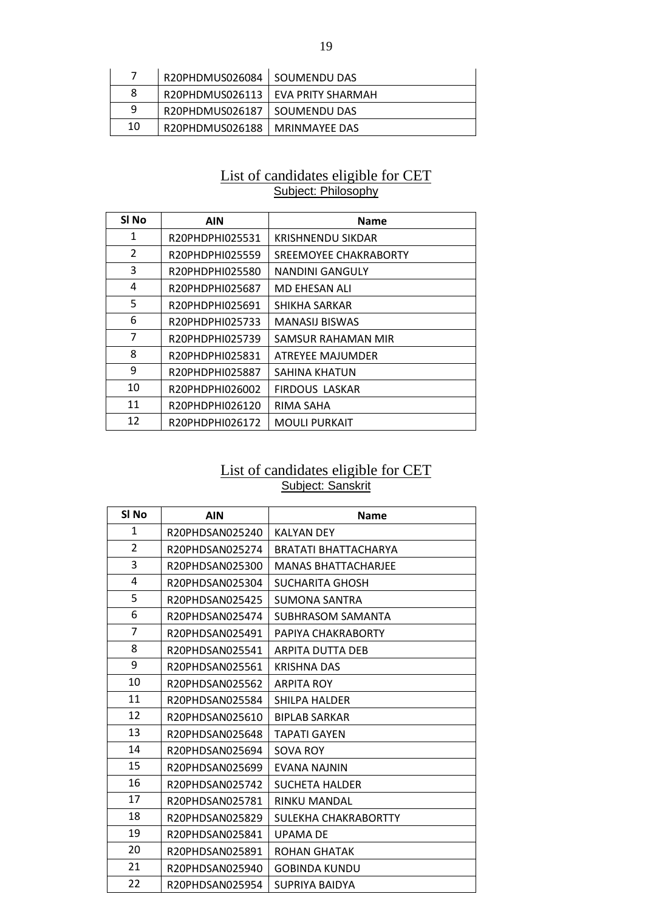| 7 | R20PHDMUS026084 | SOUMENDU DAS |
|---|---|---|
| 8 | R20PHDMUS026113 | EVA PRITY SHARMAH |
| 9 | R20PHDMUS026187 | SOUMENDU DAS |
| 10 | R20PHDMUS026188 | MRINMAYEE DAS |

## List of candidates eligible for CET

Subject: Philosophy

| Sl No | AIN | Name |
|---|---|---|
| 1 | R20PHDPHI025531 | KRISHNENDU SIKDAR |
| 2 | R20PHDPHI025559 | SREEMOYEE CHAKRABORTY |
| 3 | R20PHDPHI025580 | NANDINI GANGULY |
| 4 | R20PHDPHI025687 | MD EHESAN ALI |
| 5 | R20PHDPHI025691 | SHIKHA SARKAR |
| 6 | R20PHDPHI025733 | MANASIJ BISWAS |
| 7 | R20PHDPHI025739 | SAMSUR RAHAMAN MIR |
| 8 | R20PHDPHI025831 | ATREYEE MAJUMDER |
| 9 | R20PHDPHI025887 | SAHINA KHATUN |
| 10 | R20PHDPHI026002 | FIRDOUS LASKAR |
| 11 | R20PHDPHI026120 | RIMA SAHA |
| 12 | R20PHDPHI026172 | MOULI PURKAIT |

## List of candidates eligible for CET

Subject: Sanskrit

| Sl No | AIN | Name |
|---|---|---|
| 1 | R20PHDSAN025240 | KALYAN DEY |
| 2 | R20PHDSAN025274 | BRATATI BHATTACHARYA |
| 3 | R20PHDSAN025300 | MANAS BHATTACHARJEE |
| 4 | R20PHDSAN025304 | SUCHARITA GHOSH |
| 5 | R20PHDSAN025425 | SUMONA SANTRA |
| 6 | R20PHDSAN025474 | SUBHRASOM SAMANTA |
| 7 | R20PHDSAN025491 | PAPIYA CHAKRABORTY |
| 8 | R20PHDSAN025541 | ARPITA DUTTA DEB |
| 9 | R20PHDSAN025561 | KRISHNA DAS |
| 10 | R20PHDSAN025562 | ARPITA ROY |
| 11 | R20PHDSAN025584 | SHILPA HALDER |
| 12 | R20PHDSAN025610 | BIPLAB SARKAR |
| 13 | R20PHDSAN025648 | TAPATI GAYEN |
| 14 | R20PHDSAN025694 | SOVA ROY |
| 15 | R20PHDSAN025699 | EVANA NAJNIN |
| 16 | R20PHDSAN025742 | SUCHETA HALDER |
| 17 | R20PHDSAN025781 | RINKU MANDAL |
| 18 | R20PHDSAN025829 | SULEKHA CHAKRABORTTY |
| 19 | R20PHDSAN025841 | UPAMA DE |
| 20 | R20PHDSAN025891 | ROHAN GHATAK |
| 21 | R20PHDSAN025940 | GOBINDA KUNDU |
| 22 | R20PHDSAN025954 | SUPRIYA BAIDYA |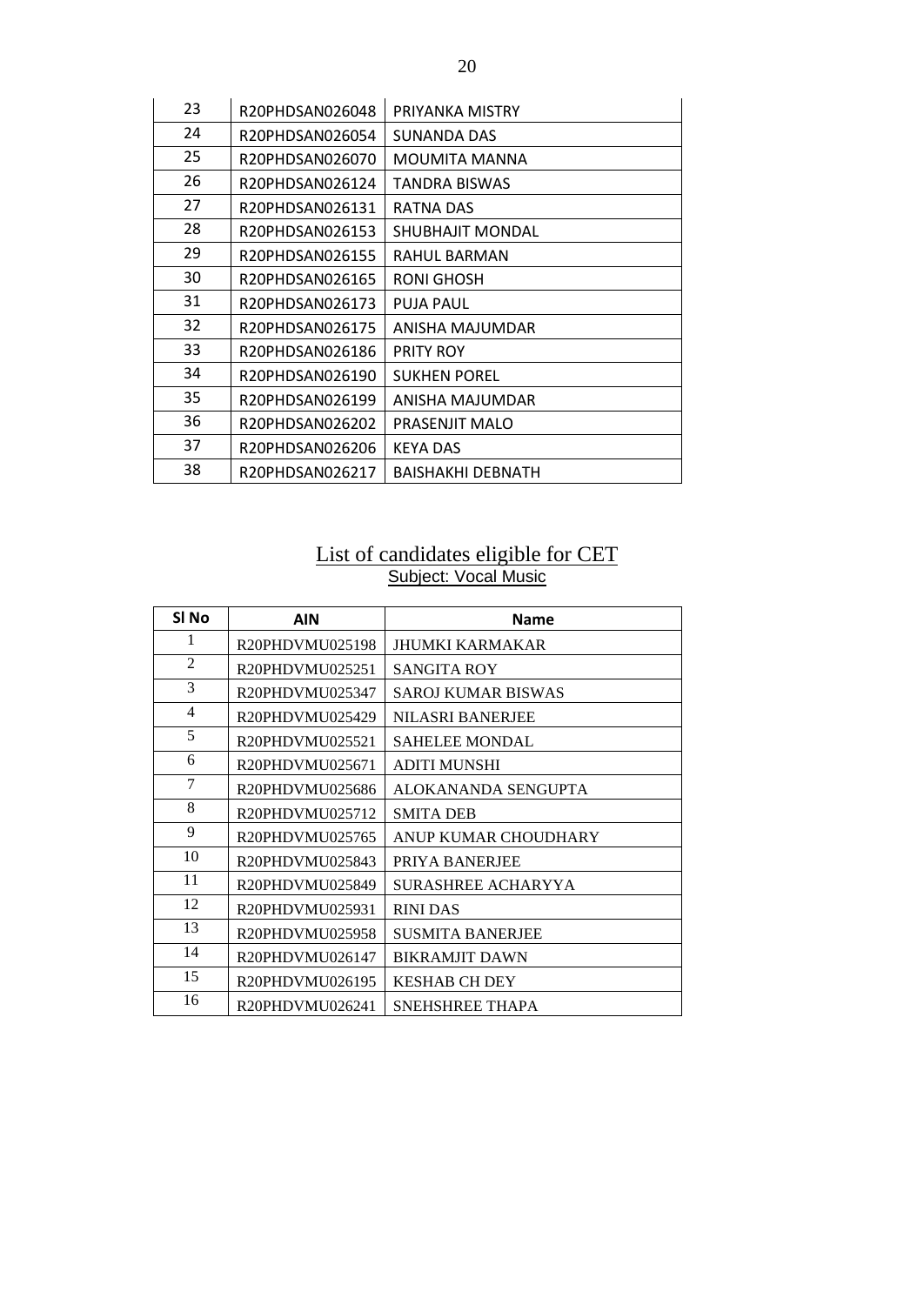| | | |
|---|---|---|
| 23 | R20PHDSAN026048 | PRIYANKA MISTRY |
| 24 | R20PHDSAN026054 | SUNANDA DAS |
| 25 | R20PHDSAN026070 | MOUMITA MANNA |
| 26 | R20PHDSAN026124 | TANDRA BISWAS |
| 27 | R20PHDSAN026131 | RATNA DAS |
| 28 | R20PHDSAN026153 | SHUBHAJIT MONDAL |
| 29 | R20PHDSAN026155 | RAHUL BARMAN |
| 30 | R20PHDSAN026165 | RONI GHOSH |
| 31 | R20PHDSAN026173 | PUJA PAUL |
| 32 | R20PHDSAN026175 | ANISHA MAJUMDAR |
| 33 | R20PHDSAN026186 | PRITY ROY |
| 34 | R20PHDSAN026190 | SUKHEN POREL |
| 35 | R20PHDSAN026199 | ANISHA MAJUMDAR |
| 36 | R20PHDSAN026202 | PRASENJIT MALO |
| 37 | R20PHDSAN026206 | KEYA DAS |
| 38 | R20PHDSAN026217 | BAISHAKHI DEBNATH |

## List of candidates eligible for CET

Subject: Vocal Music

| Sl No | AIN | Name |
|---|---|---|
| 1 | R20PHDVMU025198 | JHUMKI KARMAKAR |
| 2 | R20PHDVMU025251 | SANGITA ROY |
| 3 | R20PHDVMU025347 | SAROJ KUMAR BISWAS |
| 4 | R20PHDVMU025429 | NILASRI BANERJEE |
| 5 | R20PHDVMU025521 | SAHELEE MONDAL |
| 6 | R20PHDVMU025671 | ADITI MUNSHI |
| 7 | R20PHDVMU025686 | ALOKANANDA SENGUPTA |
| 8 | R20PHDVMU025712 | SMITA DEB |
| 9 | R20PHDVMU025765 | ANUP KUMAR CHOUDHARY |
| 10 | R20PHDVMU025843 | PRIYA BANERJEE |
| 11 | R20PHDVMU025849 | SURASHREE ACHARYYA |
| 12 | R20PHDVMU025931 | RINI DAS |
| 13 | R20PHDVMU025958 | SUSMITA BANERJEE |
| 14 | R20PHDVMU026147 | BIKRAMJIT DAWN |
| 15 | R20PHDVMU026195 | KESHAB CH DEY |
| 16 | R20PHDVMU026241 | SNEHSHREE THAPA |